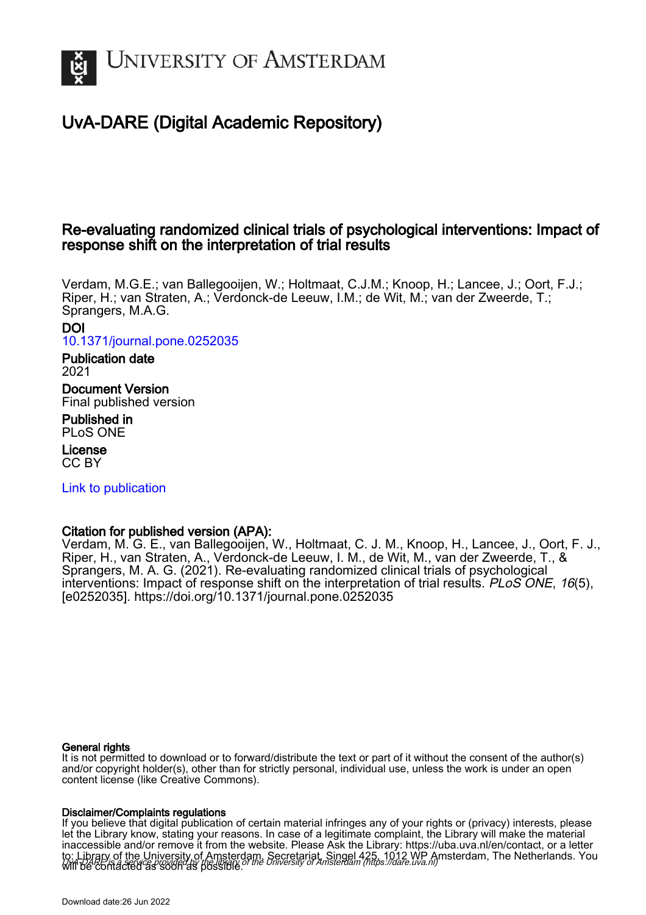# University of Amsterdam

## UvA-DARE (Digital Academic Repository)

### Re-evaluating randomized clinical trials of psychological interventions: Impact of response shift on the interpretation of trial results

Verdam, M.G.E.; van Ballegooijen, W.; Holtmaat, C.J.M.; Knoop, H.; Lancee, J.; Oort, F.J.; Riper, H.; van Straten, A.; Verdonck-de Leeuw, I.M.; de Wit, M.; van der Zweerde, T.; Sprangers, M.A.G.

**DOI**
10.1371/journal.pone.0252035

**Publication date**
2021

**Document Version**
Final published version

**Published in**
PLoS ONE

**License**
CC BY

Link to publication

**Citation for published version (APA):**
Verdam, M. G. E., van Ballegooijen, W., Holtmaat, C. J. M., Knoop, H., Lancee, J., Oort, F. J., Riper, H., van Straten, A., Verdonck-de Leeuw, I. M., de Wit, M., van der Zweerde, T., & Sprangers, M. A. G. (2021). Re-evaluating randomized clinical trials of psychological interventions: Impact of response shift on the interpretation of trial results. *PLoS ONE*, *16*(5), [e0252035]. https://doi.org/10.1371/journal.pone.0252035

**General rights**
It is not permitted to download or to forward/distribute the text or part of it without the consent of the author(s) and/or copyright holder(s), other than for strictly personal, individual use, unless the work is under an open content license (like Creative Commons).

**Disclaimer/Complaints regulations**
If you believe that digital publication of certain material infringes any of your rights or (privacy) interests, please let the Library know, stating your reasons. In case of a legitimate complaint, the Library will make the material inaccessible and/or remove it from the website. Please Ask the Library: https://uba.uva.nl/en/contact, or a letter to: Library of the University of Amsterdam, Secretariat, Singel 425, 1012 WP Amsterdam, The Netherlands. You will be contacted as soon as possible.

*UvA-DARE is a service provided by the library of the University of Amsterdam (https://dare.uva.nl)*

Download date:26 Jun 2022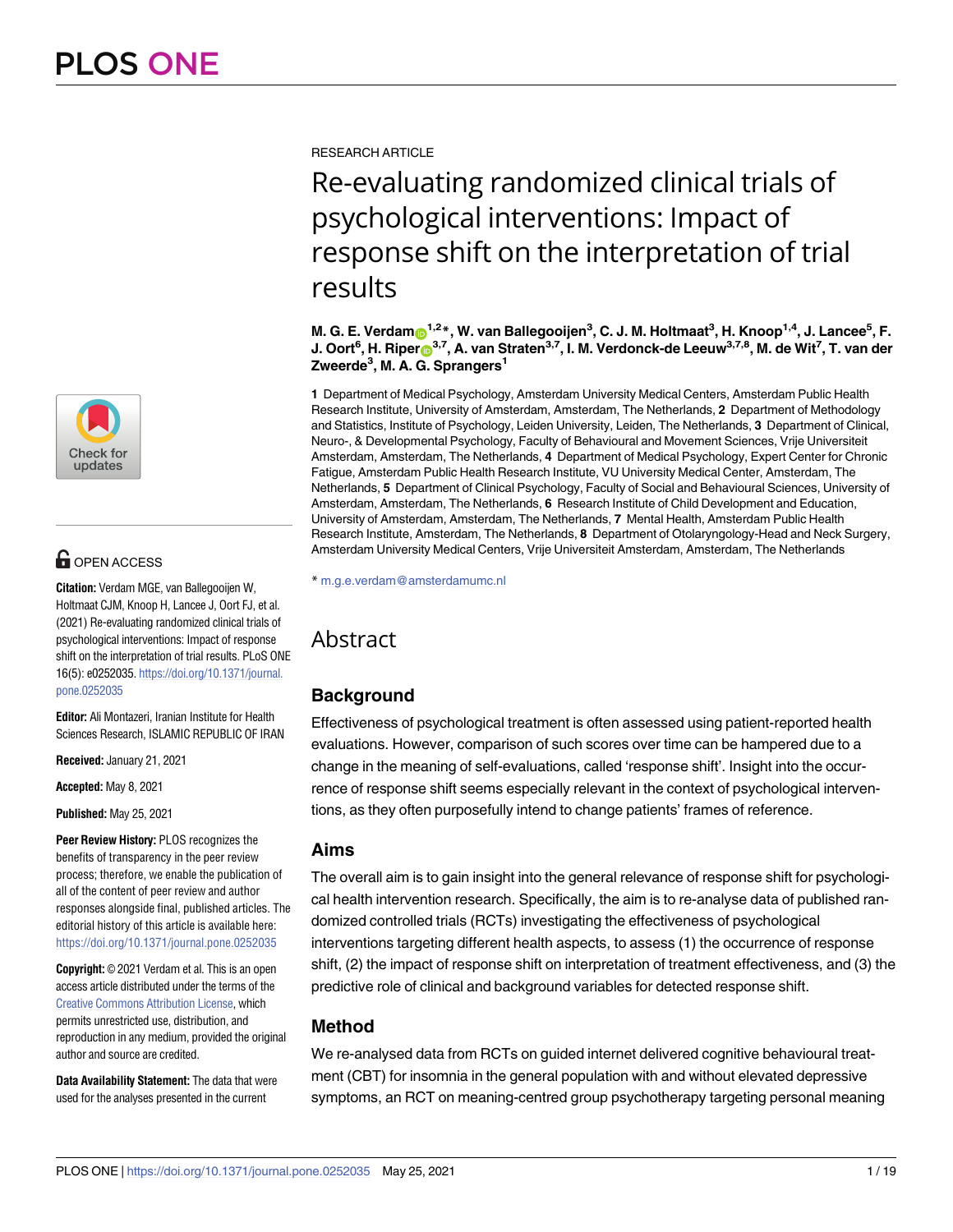RESEARCH ARTICLE

# Re-evaluating randomized clinical trials of psychological interventions: Impact of response shift on the interpretation of trial results

**M. G. E. Verdam**[1,2]*, **W. van Ballegooijen**[3], **C. J. M. Holtmaat**[3], **H. Knoop**[1,4], **J. Lancee**[5], **F. J. Oort**[6], **H. Riper**[3,7], **A. van Straten**[3,7], **I. M. Verdonck-de Leeuw**[3,7,8], **M. de Wit**[7], **T. van der Zweerde**[3], **M. A. G. Sprangers**[1]

**1** Department of Medical Psychology, Amsterdam University Medical Centers, Amsterdam Public Health Research Institute, University of Amsterdam, Amsterdam, The Netherlands, **2** Department of Methodology and Statistics, Institute of Psychology, Leiden University, Leiden, The Netherlands, **3** Department of Clinical, Neuro-, & Developmental Psychology, Faculty of Behavioural and Movement Sciences, Vrije Universiteit Amsterdam, Amsterdam, The Netherlands, **4** Department of Medical Psychology, Expert Center for Chronic Fatigue, Amsterdam Public Health Research Institute, VU University Medical Center, Amsterdam, The Netherlands, **5** Department of Clinical Psychology, Faculty of Social and Behavioural Sciences, University of Amsterdam, Amsterdam, The Netherlands, **6** Research Institute of Child Development and Education, University of Amsterdam, Amsterdam, The Netherlands, **7** Mental Health, Amsterdam Public Health Research Institute, Amsterdam, The Netherlands, **8** Department of Otolaryngology-Head and Neck Surgery, Amsterdam University Medical Centers, Vrije Universiteit Amsterdam, Amsterdam, The Netherlands

* m.g.e.verdam@amsterdamumc.nl

## Abstract

### Background

Effectiveness of psychological treatment is often assessed using patient-reported health evaluations. However, comparison of such scores over time can be hampered due to a change in the meaning of self-evaluations, called 'response shift'. Insight into the occurrence of response shift seems especially relevant in the context of psychological interventions, as they often purposefully intend to change patients' frames of reference.

### Aims

The overall aim is to gain insight into the general relevance of response shift for psychological health intervention research. Specifically, the aim is to re-analyse data of published randomized controlled trials (RCTs) investigating the effectiveness of psychological interventions targeting different health aspects, to assess (1) the occurrence of response shift, (2) the impact of response shift on interpretation of treatment effectiveness, and (3) the predictive role of clinical and background variables for detected response shift.

### Method

We re-analysed data from RCTs on guided internet delivered cognitive behavioural treatment (CBT) for insomnia in the general population with and without elevated depressive symptoms, an RCT on meaning-centred group psychotherapy targeting personal meaning

OPEN ACCESS

**Citation:** Verdam MGE, van Ballegooijen W, Holtmaat CJM, Knoop H, Lancee J, Oort FJ, et al. (2021) Re-evaluating randomized clinical trials of psychological interventions: Impact of response shift on the interpretation of trial results. PLoS ONE 16(5): e0252035. https://doi.org/10.1371/journal.pone.0252035

**Editor:** Ali Montazeri, Iranian Institute for Health Sciences Research, ISLAMIC REPUBLIC OF IRAN

**Received:** January 21, 2021

**Accepted:** May 8, 2021

**Published:** May 25, 2021

**Peer Review History:** PLOS recognizes the benefits of transparency in the peer review process; therefore, we enable the publication of all of the content of peer review and author responses alongside final, published articles. The editorial history of this article is available here: https://doi.org/10.1371/journal.pone.0252035

**Copyright:** © 2021 Verdam et al. This is an open access article distributed under the terms of the Creative Commons Attribution License, which permits unrestricted use, distribution, and reproduction in any medium, provided the original author and source are credited.

**Data Availability Statement:** The data that were used for the analyses presented in the current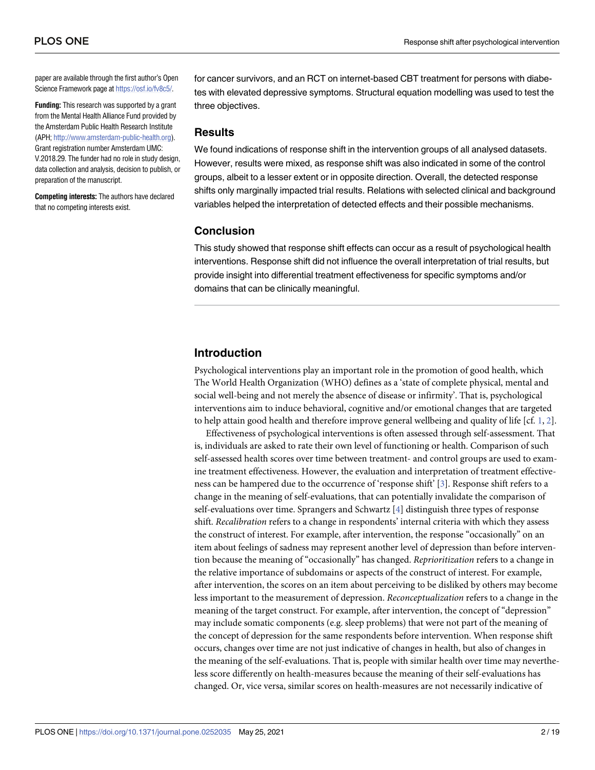paper are available through the first author's Open Science Framework page at https://osf.io/fv8c5/.

**Funding:** This research was supported by a grant from the Mental Health Alliance Fund provided by the Amsterdam Public Health Research Institute (APH; http://www.amsterdam-public-health.org). Grant registration number Amsterdam UMC: V.2018.29. The funder had no role in study design, data collection and analysis, decision to publish, or preparation of the manuscript.

**Competing interests:** The authors have declared that no competing interests exist.

for cancer survivors, and an RCT on internet-based CBT treatment for persons with diabetes with elevated depressive symptoms. Structural equation modelling was used to test the three objectives.

## Results

We found indications of response shift in the intervention groups of all analysed datasets. However, results were mixed, as response shift was also indicated in some of the control groups, albeit to a lesser extent or in opposite direction. Overall, the detected response shifts only marginally impacted trial results. Relations with selected clinical and background variables helped the interpretation of detected effects and their possible mechanisms.

## Conclusion

This study showed that response shift effects can occur as a result of psychological health interventions. Response shift did not influence the overall interpretation of trial results, but provide insight into differential treatment effectiveness for specific symptoms and/or domains that can be clinically meaningful.

## Introduction

Psychological interventions play an important role in the promotion of good health, which The World Health Organization (WHO) defines as a 'state of complete physical, mental and social well-being and not merely the absence of disease or infirmity'. That is, psychological interventions aim to induce behavioral, cognitive and/or emotional changes that are targeted to help attain good health and therefore improve general wellbeing and quality of life [cf. 1, 2].

Effectiveness of psychological interventions is often assessed through self-assessment. That is, individuals are asked to rate their own level of functioning or health. Comparison of such self-assessed health scores over time between treatment- and control groups are used to examine treatment effectiveness. However, the evaluation and interpretation of treatment effectiveness can be hampered due to the occurrence of 'response shift' [3]. Response shift refers to a change in the meaning of self-evaluations, that can potentially invalidate the comparison of self-evaluations over time. Sprangers and Schwartz [4] distinguish three types of response shift. *Recalibration* refers to a change in respondents' internal criteria with which they assess the construct of interest. For example, after intervention, the response "occasionally" on an item about feelings of sadness may represent another level of depression than before intervention because the meaning of "occasionally" has changed. *Reprioritization* refers to a change in the relative importance of subdomains or aspects of the construct of interest. For example, after intervention, the scores on an item about perceiving to be disliked by others may become less important to the measurement of depression. *Reconceptualization* refers to a change in the meaning of the target construct. For example, after intervention, the concept of "depression" may include somatic components (e.g. sleep problems) that were not part of the meaning of the concept of depression for the same respondents before intervention. When response shift occurs, changes over time are not just indicative of changes in health, but also of changes in the meaning of the self-evaluations. That is, people with similar health over time may nevertheless score differently on health-measures because the meaning of their self-evaluations has changed. Or, vice versa, similar scores on health-measures are not necessarily indicative of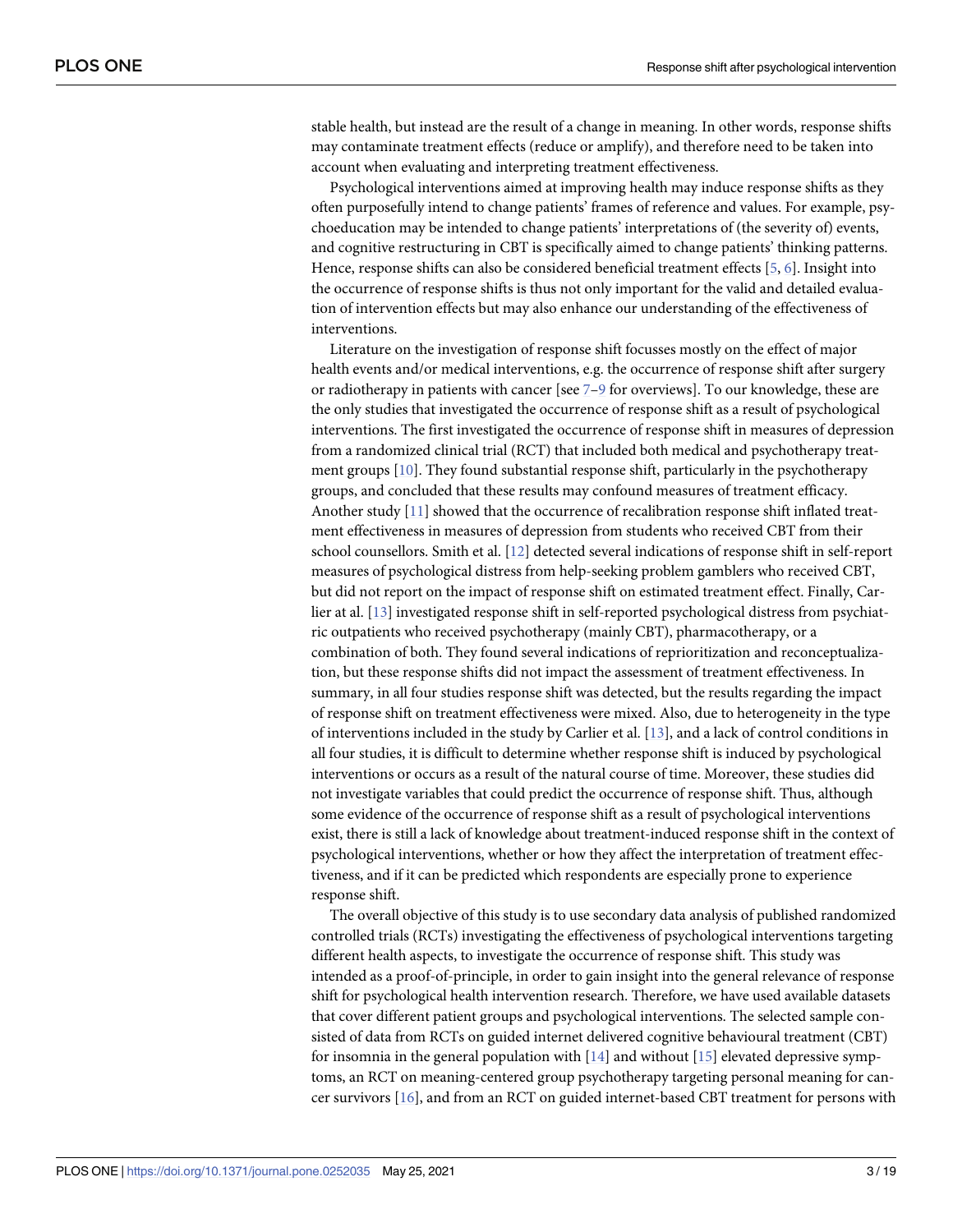stable health, but instead are the result of a change in meaning. In other words, response shifts may contaminate treatment effects (reduce or amplify), and therefore need to be taken into account when evaluating and interpreting treatment effectiveness.

Psychological interventions aimed at improving health may induce response shifts as they often purposefully intend to change patients' frames of reference and values. For example, psychoeducation may be intended to change patients' interpretations of (the severity of) events, and cognitive restructuring in CBT is specifically aimed to change patients' thinking patterns. Hence, response shifts can also be considered beneficial treatment effects [5, 6]. Insight into the occurrence of response shifts is thus not only important for the valid and detailed evaluation of intervention effects but may also enhance our understanding of the effectiveness of interventions.

Literature on the investigation of response shift focusses mostly on the effect of major health events and/or medical interventions, e.g. the occurrence of response shift after surgery or radiotherapy in patients with cancer [see 7–9 for overviews]. To our knowledge, these are the only studies that investigated the occurrence of response shift as a result of psychological interventions. The first investigated the occurrence of response shift in measures of depression from a randomized clinical trial (RCT) that included both medical and psychotherapy treatment groups [10]. They found substantial response shift, particularly in the psychotherapy groups, and concluded that these results may confound measures of treatment efficacy. Another study [11] showed that the occurrence of recalibration response shift inflated treatment effectiveness in measures of depression from students who received CBT from their school counsellors. Smith et al. [12] detected several indications of response shift in self-report measures of psychological distress from help-seeking problem gamblers who received CBT, but did not report on the impact of response shift on estimated treatment effect. Finally, Carlier at al. [13] investigated response shift in self-reported psychological distress from psychiatric outpatients who received psychotherapy (mainly CBT), pharmacotherapy, or a combination of both. They found several indications of reprioritization and reconceptualization, but these response shifts did not impact the assessment of treatment effectiveness. In summary, in all four studies response shift was detected, but the results regarding the impact of response shift on treatment effectiveness were mixed. Also, due to heterogeneity in the type of interventions included in the study by Carlier et al. [13], and a lack of control conditions in all four studies, it is difficult to determine whether response shift is induced by psychological interventions or occurs as a result of the natural course of time. Moreover, these studies did not investigate variables that could predict the occurrence of response shift. Thus, although some evidence of the occurrence of response shift as a result of psychological interventions exist, there is still a lack of knowledge about treatment-induced response shift in the context of psychological interventions, whether or how they affect the interpretation of treatment effectiveness, and if it can be predicted which respondents are especially prone to experience response shift.

The overall objective of this study is to use secondary data analysis of published randomized controlled trials (RCTs) investigating the effectiveness of psychological interventions targeting different health aspects, to investigate the occurrence of response shift. This study was intended as a proof-of-principle, in order to gain insight into the general relevance of response shift for psychological health intervention research. Therefore, we have used available datasets that cover different patient groups and psychological interventions. The selected sample consisted of data from RCTs on guided internet delivered cognitive behavioural treatment (CBT) for insomnia in the general population with [14] and without [15] elevated depressive symptoms, an RCT on meaning-centered group psychotherapy targeting personal meaning for cancer survivors [16], and from an RCT on guided internet-based CBT treatment for persons with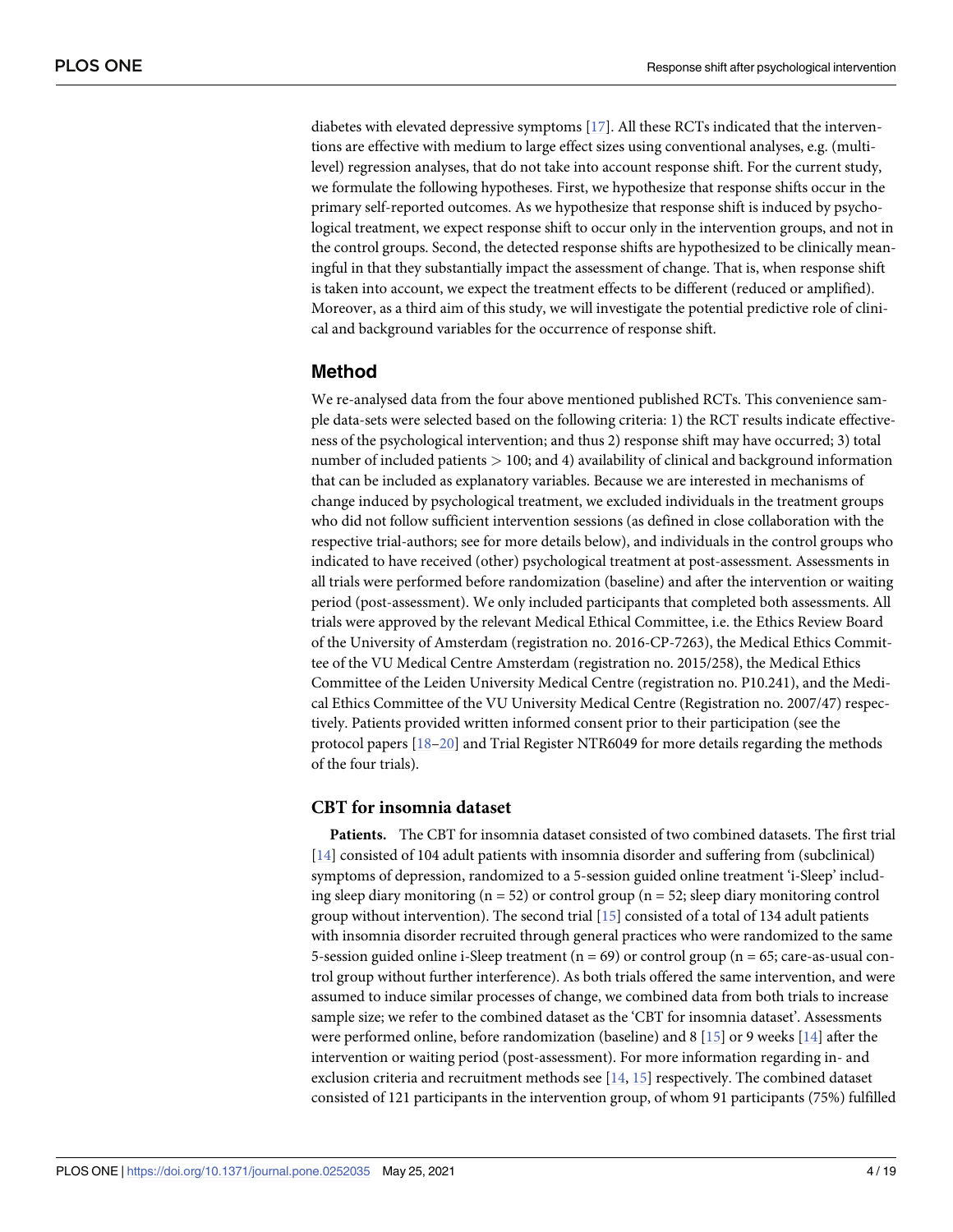diabetes with elevated depressive symptoms [17]. All these RCTs indicated that the interventions are effective with medium to large effect sizes using conventional analyses, e.g. (multilevel) regression analyses, that do not take into account response shift. For the current study, we formulate the following hypotheses. First, we hypothesize that response shifts occur in the primary self-reported outcomes. As we hypothesize that response shift is induced by psychological treatment, we expect response shift to occur only in the intervention groups, and not in the control groups. Second, the detected response shifts are hypothesized to be clinically meaningful in that they substantially impact the assessment of change. That is, when response shift is taken into account, we expect the treatment effects to be different (reduced or amplified). Moreover, as a third aim of this study, we will investigate the potential predictive role of clinical and background variables for the occurrence of response shift.

## Method

We re-analysed data from the four above mentioned published RCTs. This convenience sample data-sets were selected based on the following criteria: 1) the RCT results indicate effectiveness of the psychological intervention; and thus 2) response shift may have occurred; 3) total number of included patients > 100; and 4) availability of clinical and background information that can be included as explanatory variables. Because we are interested in mechanisms of change induced by psychological treatment, we excluded individuals in the treatment groups who did not follow sufficient intervention sessions (as defined in close collaboration with the respective trial-authors; see for more details below), and individuals in the control groups who indicated to have received (other) psychological treatment at post-assessment. Assessments in all trials were performed before randomization (baseline) and after the intervention or waiting period (post-assessment). We only included participants that completed both assessments. All trials were approved by the relevant Medical Ethical Committee, i.e. the Ethics Review Board of the University of Amsterdam (registration no. 2016-CP-7263), the Medical Ethics Committee of the VU Medical Centre Amsterdam (registration no. 2015/258), the Medical Ethics Committee of the Leiden University Medical Centre (registration no. P10.241), and the Medical Ethics Committee of the VU University Medical Centre (Registration no. 2007/47) respectively. Patients provided written informed consent prior to their participation (see the protocol papers [18–20] and Trial Register NTR6049 for more details regarding the methods of the four trials).

### CBT for insomnia dataset

**Patients.** The CBT for insomnia dataset consisted of two combined datasets. The first trial [14] consisted of 104 adult patients with insomnia disorder and suffering from (subclinical) symptoms of depression, randomized to a 5-session guided online treatment 'i-Sleep' including sleep diary monitoring (n = 52) or control group (n = 52; sleep diary monitoring control group without intervention). The second trial [15] consisted of a total of 134 adult patients with insomnia disorder recruited through general practices who were randomized to the same 5-session guided online i-Sleep treatment (n = 69) or control group (n = 65; care-as-usual control group without further interference). As both trials offered the same intervention, and were assumed to induce similar processes of change, we combined data from both trials to increase sample size; we refer to the combined dataset as the 'CBT for insomnia dataset'. Assessments were performed online, before randomization (baseline) and 8 [15] or 9 weeks [14] after the intervention or waiting period (post-assessment). For more information regarding in- and exclusion criteria and recruitment methods see [14, 15] respectively. The combined dataset consisted of 121 participants in the intervention group, of whom 91 participants (75%) fulfilled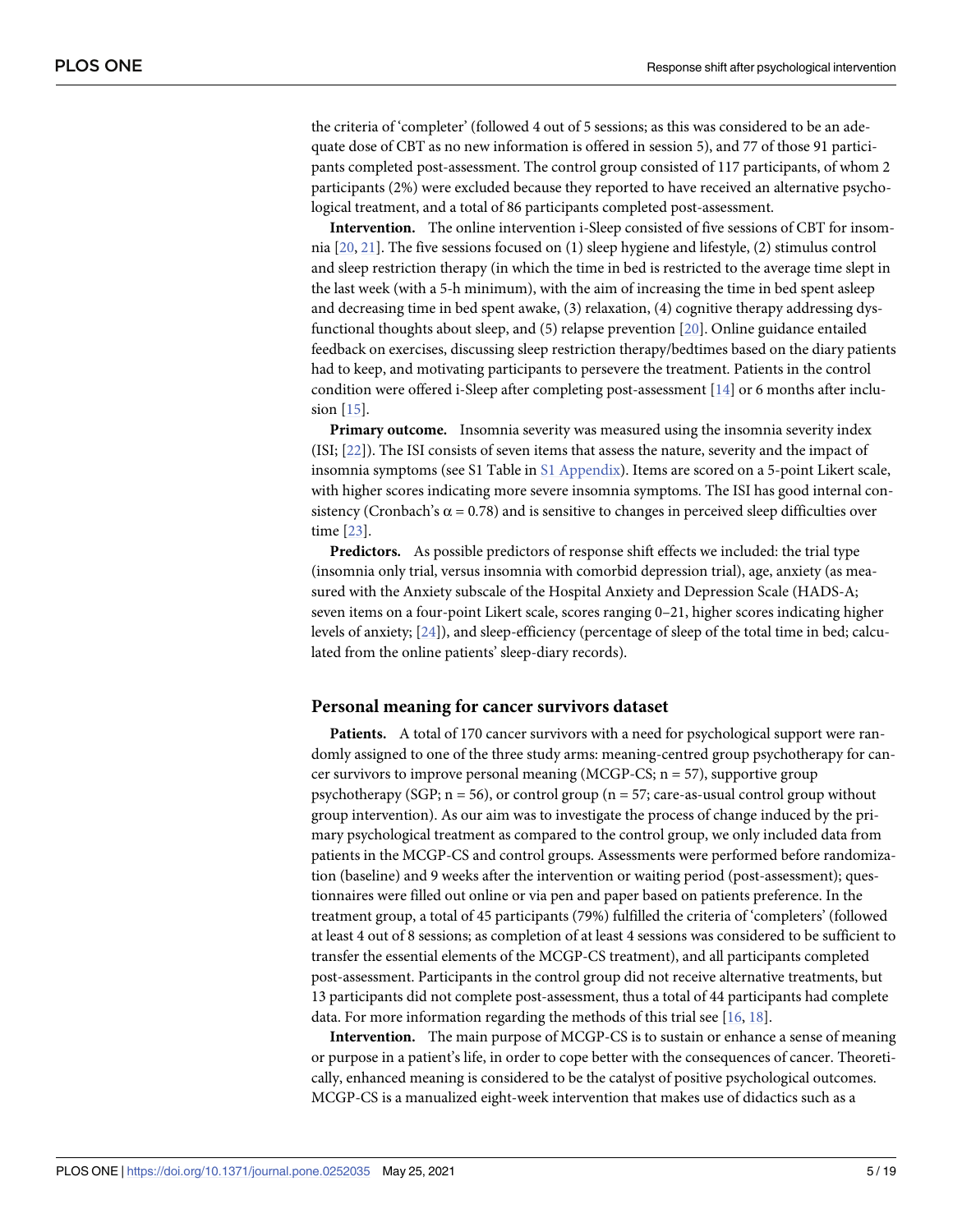the criteria of 'completer' (followed 4 out of 5 sessions; as this was considered to be an adequate dose of CBT as no new information is offered in session 5), and 77 of those 91 participants completed post-assessment. The control group consisted of 117 participants, of whom 2 participants (2%) were excluded because they reported to have received an alternative psychological treatment, and a total of 86 participants completed post-assessment.

**Intervention.** The online intervention i-Sleep consisted of five sessions of CBT for insomnia [20, 21]. The five sessions focused on (1) sleep hygiene and lifestyle, (2) stimulus control and sleep restriction therapy (in which the time in bed is restricted to the average time slept in the last week (with a 5-h minimum), with the aim of increasing the time in bed spent asleep and decreasing time in bed spent awake, (3) relaxation, (4) cognitive therapy addressing dysfunctional thoughts about sleep, and (5) relapse prevention [20]. Online guidance entailed feedback on exercises, discussing sleep restriction therapy/bedtimes based on the diary patients had to keep, and motivating participants to persevere the treatment. Patients in the control condition were offered i-Sleep after completing post-assessment [14] or 6 months after inclusion [15].

**Primary outcome.** Insomnia severity was measured using the insomnia severity index (ISI; [22]). The ISI consists of seven items that assess the nature, severity and the impact of insomnia symptoms (see S1 Table in S1 Appendix). Items are scored on a 5-point Likert scale, with higher scores indicating more severe insomnia symptoms. The ISI has good internal consistency (Cronbach's $\alpha = 0.78$) and is sensitive to changes in perceived sleep difficulties over time [23].

**Predictors.** As possible predictors of response shift effects we included: the trial type (insomnia only trial, versus insomnia with comorbid depression trial), age, anxiety (as measured with the Anxiety subscale of the Hospital Anxiety and Depression Scale (HADS-A; seven items on a four-point Likert scale, scores ranging 0–21, higher scores indicating higher levels of anxiety; [24]), and sleep-efficiency (percentage of sleep of the total time in bed; calculated from the online patients' sleep-diary records).

## Personal meaning for cancer survivors dataset

**Patients.** A total of 170 cancer survivors with a need for psychological support were randomly assigned to one of the three study arms: meaning-centred group psychotherapy for cancer survivors to improve personal meaning (MCGP-CS; n = 57), supportive group psychotherapy (SGP; n = 56), or control group (n = 57; care-as-usual control group without group intervention). As our aim was to investigate the process of change induced by the primary psychological treatment as compared to the control group, we only included data from patients in the MCGP-CS and control groups. Assessments were performed before randomization (baseline) and 9 weeks after the intervention or waiting period (post-assessment); questionnaires were filled out online or via pen and paper based on patients preference. In the treatment group, a total of 45 participants (79%) fulfilled the criteria of 'completers' (followed at least 4 out of 8 sessions; as completion of at least 4 sessions was considered to be sufficient to transfer the essential elements of the MCGP-CS treatment), and all participants completed post-assessment. Participants in the control group did not receive alternative treatments, but 13 participants did not complete post-assessment, thus a total of 44 participants had complete data. For more information regarding the methods of this trial see [16, 18].

**Intervention.** The main purpose of MCGP-CS is to sustain or enhance a sense of meaning or purpose in a patient's life, in order to cope better with the consequences of cancer. Theoretically, enhanced meaning is considered to be the catalyst of positive psychological outcomes. MCGP-CS is a manualized eight-week intervention that makes use of didactics such as a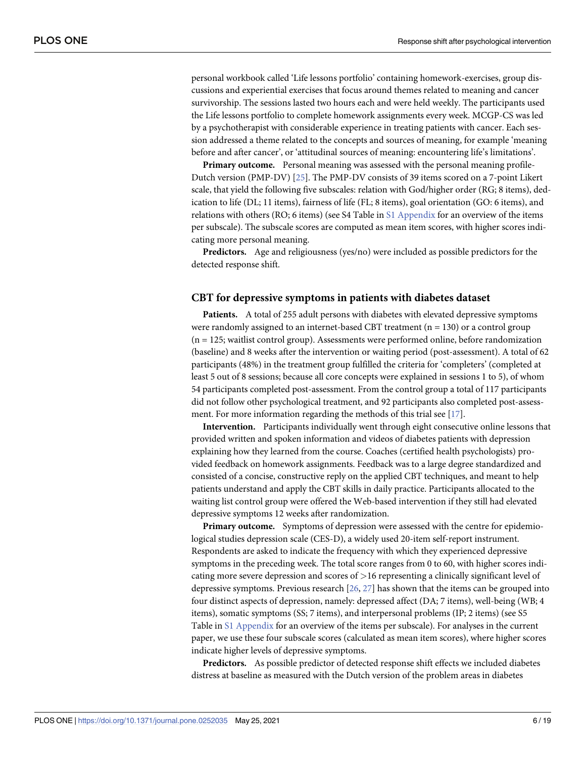personal workbook called 'Life lessons portfolio' containing homework-exercises, group discussions and experiential exercises that focus around themes related to meaning and cancer survivorship. The sessions lasted two hours each and were held weekly. The participants used the Life lessons portfolio to complete homework assignments every week. MCGP-CS was led by a psychotherapist with considerable experience in treating patients with cancer. Each session addressed a theme related to the concepts and sources of meaning, for example 'meaning before and after cancer', or 'attitudinal sources of meaning: encountering life's limitations'.

**Primary outcome.** Personal meaning was assessed with the personal meaning profile-Dutch version (PMP-DV) [25]. The PMP-DV consists of 39 items scored on a 7-point Likert scale, that yield the following five subscales: relation with God/higher order (RG; 8 items), dedication to life (DL; 11 items), fairness of life (FL; 8 items), goal orientation (GO: 6 items), and relations with others (RO; 6 items) (see S4 Table in S1 Appendix for an overview of the items per subscale). The subscale scores are computed as mean item scores, with higher scores indicating more personal meaning.

**Predictors.** Age and religiousness (yes/no) were included as possible predictors for the detected response shift.

## CBT for depressive symptoms in patients with diabetes dataset

**Patients.** A total of 255 adult persons with diabetes with elevated depressive symptoms were randomly assigned to an internet-based CBT treatment (n = 130) or a control group (n = 125; waitlist control group). Assessments were performed online, before randomization (baseline) and 8 weeks after the intervention or waiting period (post-assessment). A total of 62 participants (48%) in the treatment group fulfilled the criteria for 'completers' (completed at least 5 out of 8 sessions; because all core concepts were explained in sessions 1 to 5), of whom 54 participants completed post-assessment. From the control group a total of 117 participants did not follow other psychological treatment, and 92 participants also completed post-assessment. For more information regarding the methods of this trial see [17].

**Intervention.** Participants individually went through eight consecutive online lessons that provided written and spoken information and videos of diabetes patients with depression explaining how they learned from the course. Coaches (certified health psychologists) provided feedback on homework assignments. Feedback was to a large degree standardized and consisted of a concise, constructive reply on the applied CBT techniques, and meant to help patients understand and apply the CBT skills in daily practice. Participants allocated to the waiting list control group were offered the Web-based intervention if they still had elevated depressive symptoms 12 weeks after randomization.

**Primary outcome.** Symptoms of depression were assessed with the centre for epidemiological studies depression scale (CES-D), a widely used 20-item self-report instrument. Respondents are asked to indicate the frequency with which they experienced depressive symptoms in the preceding week. The total score ranges from 0 to 60, with higher scores indicating more severe depression and scores of $>16$ representing a clinically significant level of depressive symptoms. Previous research [26, 27] has shown that the items can be grouped into four distinct aspects of depression, namely: depressed affect (DA; 7 items), well-being (WB; 4 items), somatic symptoms (SS; 7 items), and interpersonal problems (IP; 2 items) (see S5 Table in S1 Appendix for an overview of the items per subscale). For analyses in the current paper, we use these four subscale scores (calculated as mean item scores), where higher scores indicate higher levels of depressive symptoms.

**Predictors.** As possible predictor of detected response shift effects we included diabetes distress at baseline as measured with the Dutch version of the problem areas in diabetes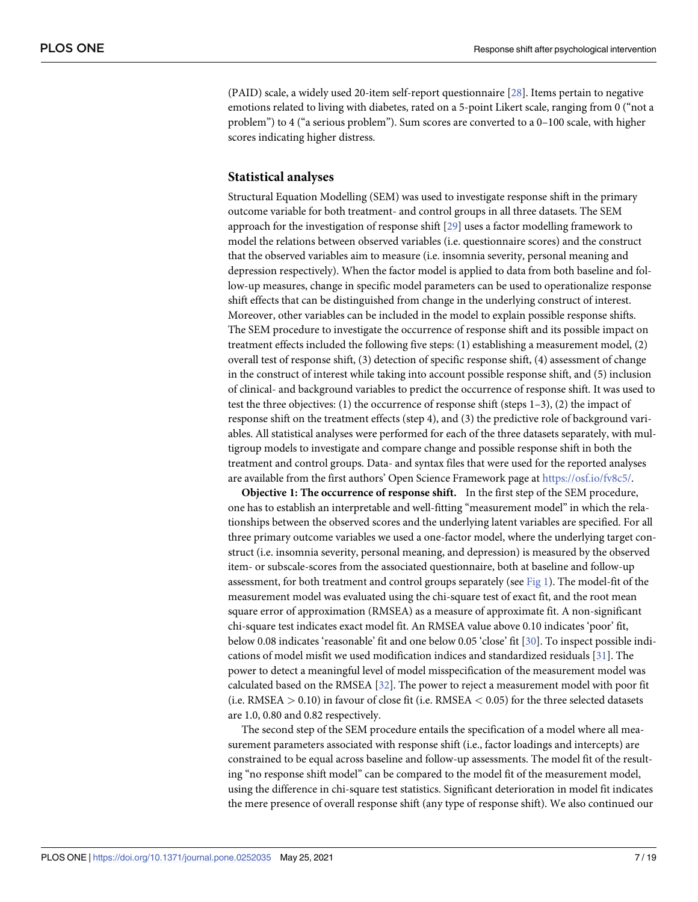(PAID) scale, a widely used 20-item self-report questionnaire [28]. Items pertain to negative emotions related to living with diabetes, rated on a 5-point Likert scale, ranging from 0 ("not a problem") to 4 ("a serious problem"). Sum scores are converted to a 0–100 scale, with higher scores indicating higher distress.

## Statistical analyses

Structural Equation Modelling (SEM) was used to investigate response shift in the primary outcome variable for both treatment- and control groups in all three datasets. The SEM approach for the investigation of response shift [29] uses a factor modelling framework to model the relations between observed variables (i.e. questionnaire scores) and the construct that the observed variables aim to measure (i.e. insomnia severity, personal meaning and depression respectively). When the factor model is applied to data from both baseline and follow-up measures, change in specific model parameters can be used to operationalize response shift effects that can be distinguished from change in the underlying construct of interest. Moreover, other variables can be included in the model to explain possible response shifts. The SEM procedure to investigate the occurrence of response shift and its possible impact on treatment effects included the following five steps: (1) establishing a measurement model, (2) overall test of response shift, (3) detection of specific response shift, (4) assessment of change in the construct of interest while taking into account possible response shift, and (5) inclusion of clinical- and background variables to predict the occurrence of response shift. It was used to test the three objectives: (1) the occurrence of response shift (steps 1–3), (2) the impact of response shift on the treatment effects (step 4), and (3) the predictive role of background variables. All statistical analyses were performed for each of the three datasets separately, with multigroup models to investigate and compare change and possible response shift in both the treatment and control groups. Data- and syntax files that were used for the reported analyses are available from the first authors' Open Science Framework page at https://osf.io/fv8c5/.

**Objective 1: The occurrence of response shift.** In the first step of the SEM procedure, one has to establish an interpretable and well-fitting "measurement model" in which the relationships between the observed scores and the underlying latent variables are specified. For all three primary outcome variables we used a one-factor model, where the underlying target construct (i.e. insomnia severity, personal meaning, and depression) is measured by the observed item- or subscale-scores from the associated questionnaire, both at baseline and follow-up assessment, for both treatment and control groups separately (see Fig 1). The model-fit of the measurement model was evaluated using the chi-square test of exact fit, and the root mean square error of approximation (RMSEA) as a measure of approximate fit. A non-significant chi-square test indicates exact model fit. An RMSEA value above 0.10 indicates 'poor' fit, below 0.08 indicates 'reasonable' fit and one below 0.05 'close' fit [30]. To inspect possible indications of model misfit we used modification indices and standardized residuals [31]. The power to detect a meaningful level of model misspecification of the measurement model was calculated based on the RMSEA [32]. The power to reject a measurement model with poor fit (i.e. RMSEA $> 0.10$) in favour of close fit (i.e. RMSEA $< 0.05$) for the three selected datasets are 1.0, 0.80 and 0.82 respectively.

The second step of the SEM procedure entails the specification of a model where all measurement parameters associated with response shift (i.e., factor loadings and intercepts) are constrained to be equal across baseline and follow-up assessments. The model fit of the resulting "no response shift model" can be compared to the model fit of the measurement model, using the difference in chi-square test statistics. Significant deterioration in model fit indicates the mere presence of overall response shift (any type of response shift). We also continued our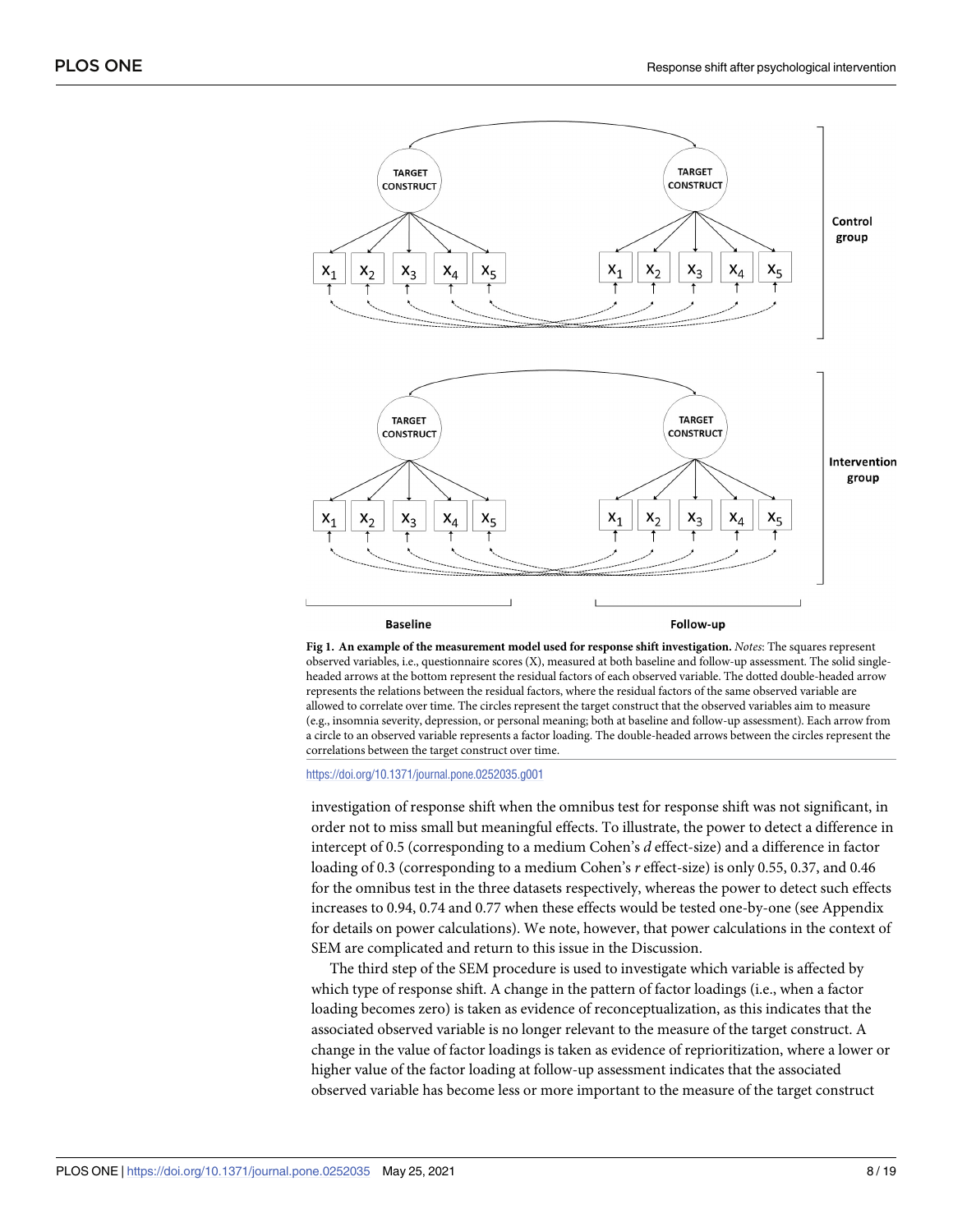TARGET CONSTRUCT

TARGET CONSTRUCT

$X_1$ $X_2$ $X_3$ $X_4$ $X_5$ $X_1$ $X_2$ $X_3$ $X_4$ $X_5$

Control group

TARGET CONSTRUCT

TARGET CONSTRUCT

$X_1$ $X_2$ $X_3$ $X_4$ $X_5$ $X_1$ $X_2$ $X_3$ $X_4$ $X_5$

Intervention group

Baseline

Follow-up

**Fig 1. An example of the measurement model used for response shift investigation.** *Notes*: The squares represent observed variables, i.e., questionnaire scores (X), measured at both baseline and follow-up assessment. The solid single-headed arrows at the bottom represent the residual factors of each observed variable. The dotted double-headed arrow represents the relations between the residual factors, where the residual factors of the same observed variable are allowed to correlate over time. The circles represent the target construct that the observed variables aim to measure (e.g., insomnia severity, depression, or personal meaning; both at baseline and follow-up assessment). Each arrow from a circle to an observed variable represents a factor loading. The double-headed arrows between the circles represent the correlations between the target construct over time.

https://doi.org/10.1371/journal.pone.0252035.g001

investigation of response shift when the omnibus test for response shift was not significant, in order not to miss small but meaningful effects. To illustrate, the power to detect a difference in intercept of 0.5 (corresponding to a medium Cohen's *d* effect-size) and a difference in factor loading of 0.3 (corresponding to a medium Cohen's *r* effect-size) is only 0.55, 0.37, and 0.46 for the omnibus test in the three datasets respectively, whereas the power to detect such effects increases to 0.94, 0.74 and 0.77 when these effects would be tested one-by-one (see Appendix for details on power calculations). We note, however, that power calculations in the context of SEM are complicated and return to this issue in the Discussion.

The third step of the SEM procedure is used to investigate which variable is affected by which type of response shift. A change in the pattern of factor loadings (i.e., when a factor loading becomes zero) is taken as evidence of reconceptualization, as this indicates that the associated observed variable is no longer relevant to the measure of the target construct. A change in the value of factor loadings is taken as evidence of reprioritization, where a lower or higher value of the factor loading at follow-up assessment indicates that the associated observed variable has become less or more important to the measure of the target construct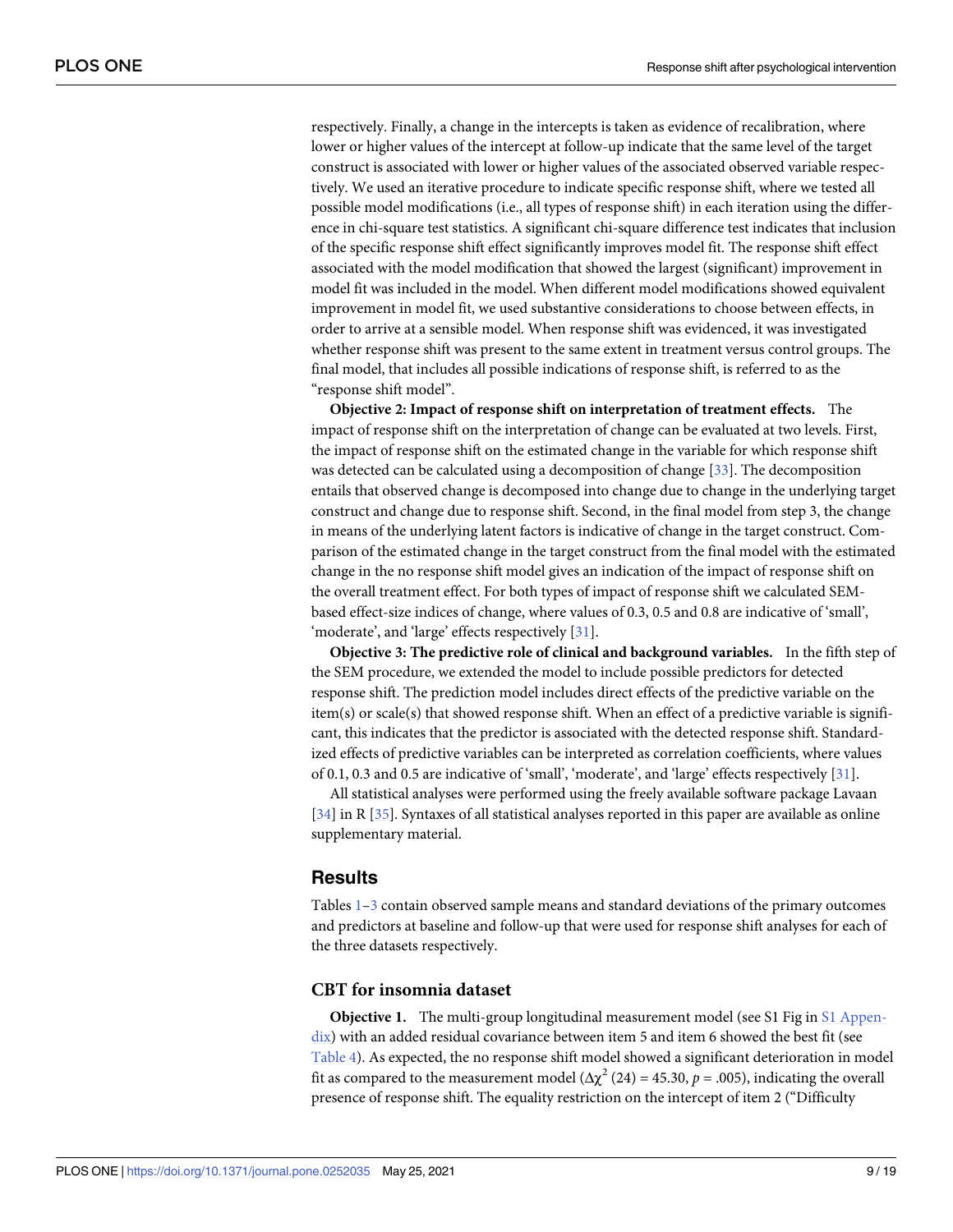respectively. Finally, a change in the intercepts is taken as evidence of recalibration, where lower or higher values of the intercept at follow-up indicate that the same level of the target construct is associated with lower or higher values of the associated observed variable respectively. We used an iterative procedure to indicate specific response shift, where we tested all possible model modifications (i.e., all types of response shift) in each iteration using the difference in chi-square test statistics. A significant chi-square difference test indicates that inclusion of the specific response shift effect significantly improves model fit. The response shift effect associated with the model modification that showed the largest (significant) improvement in model fit was included in the model. When different model modifications showed equivalent improvement in model fit, we used substantive considerations to choose between effects, in order to arrive at a sensible model. When response shift was evidenced, it was investigated whether response shift was present to the same extent in treatment versus control groups. The final model, that includes all possible indications of response shift, is referred to as the "response shift model".

**Objective 2: Impact of response shift on interpretation of treatment effects.** The impact of response shift on the interpretation of change can be evaluated at two levels. First, the impact of response shift on the estimated change in the variable for which response shift was detected can be calculated using a decomposition of change [33]. The decomposition entails that observed change is decomposed into change due to change in the underlying target construct and change due to response shift. Second, in the final model from step 3, the change in means of the underlying latent factors is indicative of change in the target construct. Comparison of the estimated change in the target construct from the final model with the estimated change in the no response shift model gives an indication of the impact of response shift on the overall treatment effect. For both types of impact of response shift we calculated SEM-based effect-size indices of change, where values of 0.3, 0.5 and 0.8 are indicative of 'small', 'moderate', and 'large' effects respectively [31].

**Objective 3: The predictive role of clinical and background variables.** In the fifth step of the SEM procedure, we extended the model to include possible predictors for detected response shift. The prediction model includes direct effects of the predictive variable on the item(s) or scale(s) that showed response shift. When an effect of a predictive variable is significant, this indicates that the predictor is associated with the detected response shift. Standardized effects of predictive variables can be interpreted as correlation coefficients, where values of 0.1, 0.3 and 0.5 are indicative of 'small', 'moderate', and 'large' effects respectively [31].

All statistical analyses were performed using the freely available software package Lavaan [34] in R [35]. Syntaxes of all statistical analyses reported in this paper are available as online supplementary material.

## Results

Tables 1–3 contain observed sample means and standard deviations of the primary outcomes and predictors at baseline and follow-up that were used for response shift analyses for each of the three datasets respectively.

### CBT for insomnia dataset

**Objective 1.** The multi-group longitudinal measurement model (see S1 Fig in S1 Appendix) with an added residual covariance between item 5 and item 6 showed the best fit (see Table 4). As expected, the no response shift model showed a significant deterioration in model fit as compared to the measurement model ($\Delta\chi^2$ (24) = 45.30, $p$ = .005), indicating the overall presence of response shift. The equality restriction on the intercept of item 2 ("Difficulty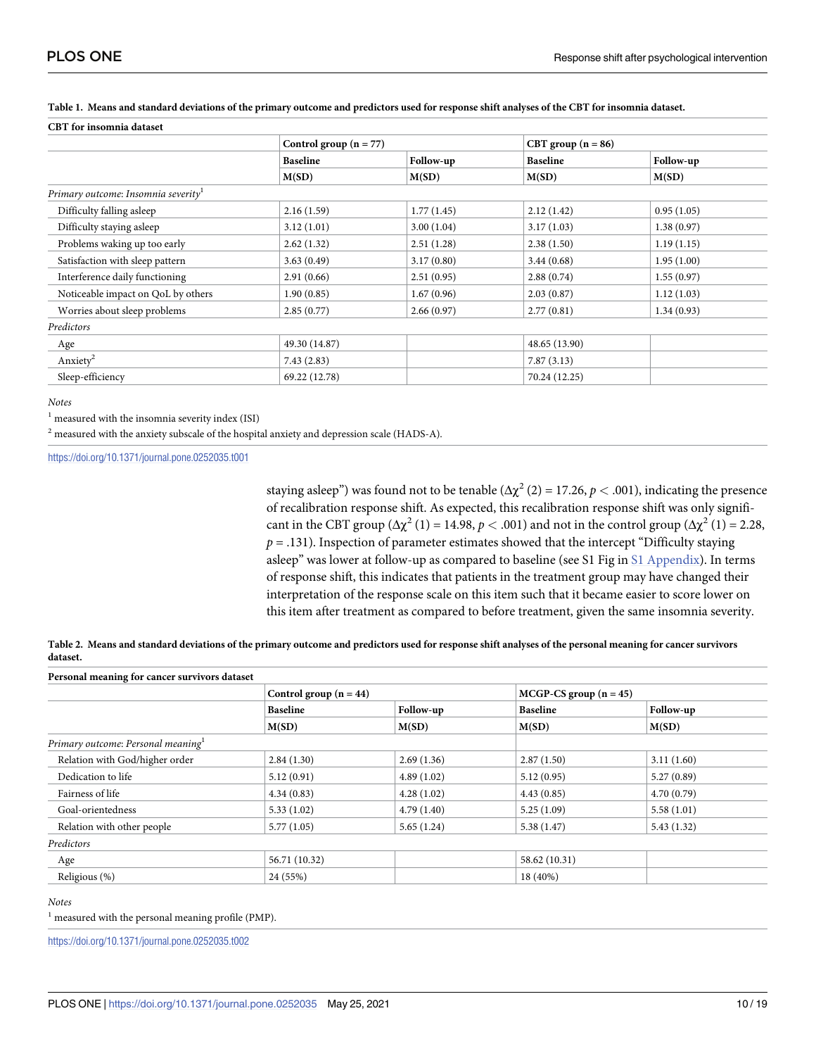**Table 1. Means and standard deviations of the primary outcome and predictors used for response shift analyses of the CBT for insomnia dataset.**

| CBT for insomnia dataset | | | | |
|---|---|---|---|---|
| | Control group (n = 77) | | CBT group (n = 86) | |
| | Baseline | Follow-up | Baseline | Follow-up |
| | M(SD) | M(SD) | M(SD) | M(SD) |
| *Primary outcome: Insomnia severity*[1] | | | | |
| Difficulty falling asleep | 2.16 (1.59) | 1.77 (1.45) | 2.12 (1.42) | 0.95 (1.05) |
| Difficulty staying asleep | 3.12 (1.01) | 3.00 (1.04) | 3.17 (1.03) | 1.38 (0.97) |
| Problems waking up too early | 2.62 (1.32) | 2.51 (1.28) | 2.38 (1.50) | 1.19 (1.15) |
| Satisfaction with sleep pattern | 3.63 (0.49) | 3.17 (0.80) | 3.44 (0.68) | 1.95 (1.00) |
| Interference daily functioning | 2.91 (0.66) | 2.51 (0.95) | 2.88 (0.74) | 1.55 (0.97) |
| Noticeable impact on QoL by others | 1.90 (0.85) | 1.67 (0.96) | 2.03 (0.87) | 1.12 (1.03) |
| Worries about sleep problems | 2.85 (0.77) | 2.66 (0.97) | 2.77 (0.81) | 1.34 (0.93) |
| *Predictors* | | | | |
| Age | 49.30 (14.87) | | 48.65 (13.90) | |
| Anxiety[2] | 7.43 (2.83) | | 7.87 (3.13) | |
| Sleep-efficiency | 69.22 (12.78) | | 70.24 (12.25) | |

*Notes*

[1] measured with the insomnia severity index (ISI)

[2] measured with the anxiety subscale of the hospital anxiety and depression scale (HADS-A).

https://doi.org/10.1371/journal.pone.0252035.t001

staying asleep") was found not to be tenable ($\Delta\chi^2$ (2) = 17.26, $p < .001$), indicating the presence of recalibration response shift. As expected, this recalibration response shift was only significant in the CBT group ($\Delta\chi^2$ (1) = 14.98, $p < .001$) and not in the control group ($\Delta\chi^2$ (1) = 2.28, $p = .131$). Inspection of parameter estimates showed that the intercept "Difficulty staying asleep" was lower at follow-up as compared to baseline (see S1 Fig in S1 Appendix). In terms of response shift, this indicates that patients in the treatment group may have changed their interpretation of the response scale on this item such that it became easier to score lower on this item after treatment as compared to before treatment, given the same insomnia severity.

**Table 2. Means and standard deviations of the primary outcome and predictors used for response shift analyses of the personal meaning for cancer survivors dataset.**

| Personal meaning for cancer survivors dataset | | | | |
|---|---|---|---|---|
| | Control group (n = 44) | | MCGP-CS group (n = 45) | |
| | Baseline | Follow-up | Baseline | Follow-up |
| | M(SD) | M(SD) | M(SD) | M(SD) |
| *Primary outcome: Personal meaning*[1] | | | | |
| Relation with God/higher order | 2.84 (1.30) | 2.69 (1.36) | 2.87 (1.50) | 3.11 (1.60) |
| Dedication to life | 5.12 (0.91) | 4.89 (1.02) | 5.12 (0.95) | 5.27 (0.89) |
| Fairness of life | 4.34 (0.83) | 4.28 (1.02) | 4.43 (0.85) | 4.70 (0.79) |
| Goal-orientedness | 5.33 (1.02) | 4.79 (1.40) | 5.25 (1.09) | 5.58 (1.01) |
| Relation with other people | 5.77 (1.05) | 5.65 (1.24) | 5.38 (1.47) | 5.43 (1.32) |
| *Predictors* | | | | |
| Age | 56.71 (10.32) | | 58.62 (10.31) | |
| Religious (%) | 24 (55%) | | 18 (40%) | |

*Notes*

[1] measured with the personal meaning profile (PMP).

https://doi.org/10.1371/journal.pone.0252035.t002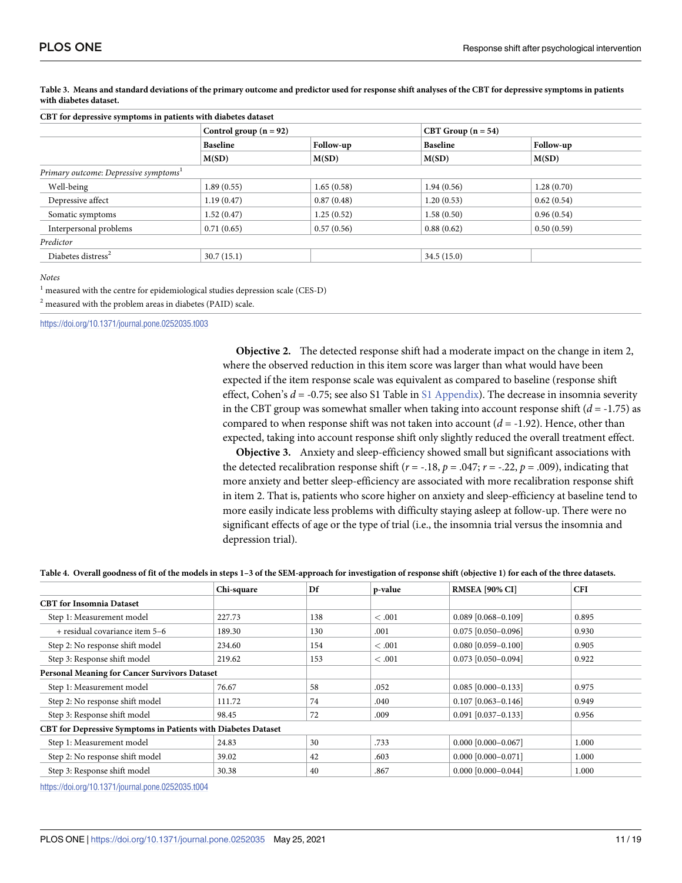**Table 3. Means and standard deviations of the primary outcome and predictor used for response shift analyses of the CBT for depressive symptoms in patients with diabetes dataset.**

| CBT for depressive symptoms in patients with diabetes dataset | | | | |
|---|---|---|---|---|
| | Control group (n = 92) | | CBT Group (n = 54) | |
| | Baseline | Follow-up | Baseline | Follow-up |
| | M(SD) | M(SD) | M(SD) | M(SD) |
| *Primary outcome: Depressive symptoms*[1] | | | | |
| Well-being | 1.89 (0.55) | 1.65 (0.58) | 1.94 (0.56) | 1.28 (0.70) |
| Depressive affect | 1.19 (0.47) | 0.87 (0.48) | 1.20 (0.53) | 0.62 (0.54) |
| Somatic symptoms | 1.52 (0.47) | 1.25 (0.52) | 1.58 (0.50) | 0.96 (0.54) |
| Interpersonal problems | 0.71 (0.65) | 0.57 (0.56) | 0.88 (0.62) | 0.50 (0.59) |
| *Predictor* | | | | |
| Diabetes distress[2] | 30.7 (15.1) | | 34.5 (15.0) | |

*Notes*

[1] measured with the centre for epidemiological studies depression scale (CES-D)

[2] measured with the problem areas in diabetes (PAID) scale.

https://doi.org/10.1371/journal.pone.0252035.t003

**Objective 2.** The detected response shift had a moderate impact on the change in item 2, where the observed reduction in this item score was larger than what would have been expected if the item response scale was equivalent as compared to baseline (response shift effect, Cohen's $d$ = -0.75; see also S1 Table in S1 Appendix). The decrease in insomnia severity in the CBT group was somewhat smaller when taking into account response shift ($d$ = -1.75) as compared to when response shift was not taken into account ($d$ = -1.92). Hence, other than expected, taking into account response shift only slightly reduced the overall treatment effect.

**Objective 3.** Anxiety and sleep-efficiency showed small but significant associations with the detected recalibration response shift ($r$ = -.18, $p$ = .047; $r$ = -.22, $p$ = .009), indicating that more anxiety and better sleep-efficiency are associated with more recalibration response shift in item 2. That is, patients who score higher on anxiety and sleep-efficiency at baseline tend to more easily indicate less problems with difficulty staying asleep at follow-up. There were no significant effects of age or the type of trial (i.e., the insomnia trial versus the insomnia and depression trial).

**Table 4. Overall goodness of fit of the models in steps 1–3 of the SEM-approach for investigation of response shift (objective 1) for each of the three datasets.**

| | Chi-square | Df | p-value | RMSEA [90% CI] | CFI |
|---|---|---|---|---|---|
| **CBT for Insomnia Dataset** | | | | | |
| Step 1: Measurement model | 227.73 | 138 | < .001 | 0.089 [0.068–0.109] | 0.895 |
| + residual covariance item 5–6 | 189.30 | 130 | .001 | 0.075 [0.050–0.096] | 0.930 |
| Step 2: No response shift model | 234.60 | 154 | < .001 | 0.080 [0.059–0.100] | 0.905 |
| Step 3: Response shift model | 219.62 | 153 | < .001 | 0.073 [0.050–0.094] | 0.922 |
| **Personal Meaning for Cancer Survivors Dataset** | | | | | |
| Step 1: Measurement model | 76.67 | 58 | .052 | 0.085 [0.000–0.133] | 0.975 |
| Step 2: No response shift model | 111.72 | 74 | .040 | 0.107 [0.063–0.146] | 0.949 |
| Step 3: Response shift model | 98.45 | 72 | .009 | 0.091 [0.037–0.133] | 0.956 |
| **CBT for Depressive Symptoms in Patients with Diabetes Dataset** | | | | | |
| Step 1: Measurement model | 24.83 | 30 | .733 | 0.000 [0.000–0.067] | 1.000 |
| Step 2: No response shift model | 39.02 | 42 | .603 | 0.000 [0.000–0.071] | 1.000 |
| Step 3: Response shift model | 30.38 | 40 | .867 | 0.000 [0.000–0.044] | 1.000 |

https://doi.org/10.1371/journal.pone.0252035.t004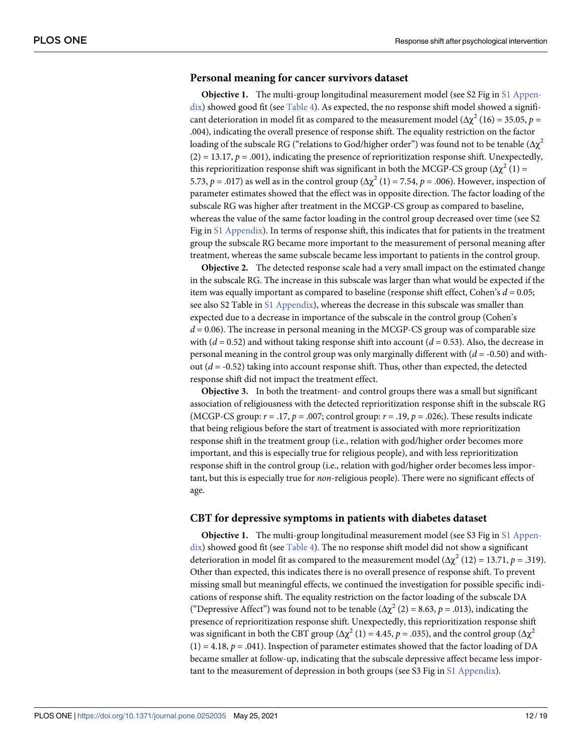### Personal meaning for cancer survivors dataset

**Objective 1.** The multi-group longitudinal measurement model (see S2 Fig in S1 Appendix) showed good fit (see Table 4). As expected, the no response shift model showed a significant deterioration in model fit as compared to the measurement model ($\Delta\chi^2$ (16) = 35.05, $p$ = .004), indicating the overall presence of response shift. The equality restriction on the factor loading of the subscale RG ("relations to God/higher order") was found not to be tenable ($\Delta\chi^2$ (2) = 13.17, $p$ = .001), indicating the presence of reprioritization response shift. Unexpectedly, this reprioritization response shift was significant in both the MCGP-CS group ($\Delta\chi^2$ (1) = 5.73, $p$ = .017) as well as in the control group ($\Delta\chi^2$ (1) = 7.54, $p$ = .006). However, inspection of parameter estimates showed that the effect was in opposite direction. The factor loading of the subscale RG was higher after treatment in the MCGP-CS group as compared to baseline, whereas the value of the same factor loading in the control group decreased over time (see S2 Fig in S1 Appendix). In terms of response shift, this indicates that for patients in the treatment group the subscale RG became more important to the measurement of personal meaning after treatment, whereas the same subscale became less important to patients in the control group.

**Objective 2.** The detected response scale had a very small impact on the estimated change in the subscale RG. The increase in this subscale was larger than what would be expected if the item was equally important as compared to baseline (response shift effect, Cohen's $d$ = 0.05; see also S2 Table in S1 Appendix), whereas the decrease in this subscale was smaller than expected due to a decrease in importance of the subscale in the control group (Cohen's $d$ = 0.06). The increase in personal meaning in the MCGP-CS group was of comparable size with ($d$ = 0.52) and without taking response shift into account ($d$ = 0.53). Also, the decrease in personal meaning in the control group was only marginally different with ($d$ = -0.50) and without ($d$ = -0.52) taking into account response shift. Thus, other than expected, the detected response shift did not impact the treatment effect.

**Objective 3.** In both the treatment- and control groups there was a small but significant association of religiousness with the detected reprioritization response shift in the subscale RG (MCGP-CS group: $r$ = .17, $p$ = .007; control group: $r$ = .19, $p$ = .026;). These results indicate that being religious before the start of treatment is associated with more reprioritization response shift in the treatment group (i.e., relation with god/higher order becomes more important, and this is especially true for religious people), and with less reprioritization response shift in the control group (i.e., relation with god/higher order becomes less important, but this is especially true for *non*-religious people). There were no significant effects of age.

### CBT for depressive symptoms in patients with diabetes dataset

**Objective 1.** The multi-group longitudinal measurement model (see S3 Fig in S1 Appendix) showed good fit (see Table 4). The no response shift model did not show a significant deterioration in model fit as compared to the measurement model ($\Delta\chi^2$ (12) = 13.71, $p$ = .319). Other than expected, this indicates there is no overall presence of response shift. To prevent missing small but meaningful effects, we continued the investigation for possible specific indications of response shift. The equality restriction on the factor loading of the subscale DA ("Depressive Affect") was found not to be tenable ($\Delta\chi^2$ (2) = 8.63, $p$ = .013), indicating the presence of reprioritization response shift. Unexpectedly, this reprioritization response shift was significant in both the CBT group ($\Delta\chi^2$ (1) = 4.45, $p$ = .035), and the control group ($\Delta\chi^2$ (1) = 4.18, $p$ = .041). Inspection of parameter estimates showed that the factor loading of DA became smaller at follow-up, indicating that the subscale depressive affect became less important to the measurement of depression in both groups (see S3 Fig in S1 Appendix).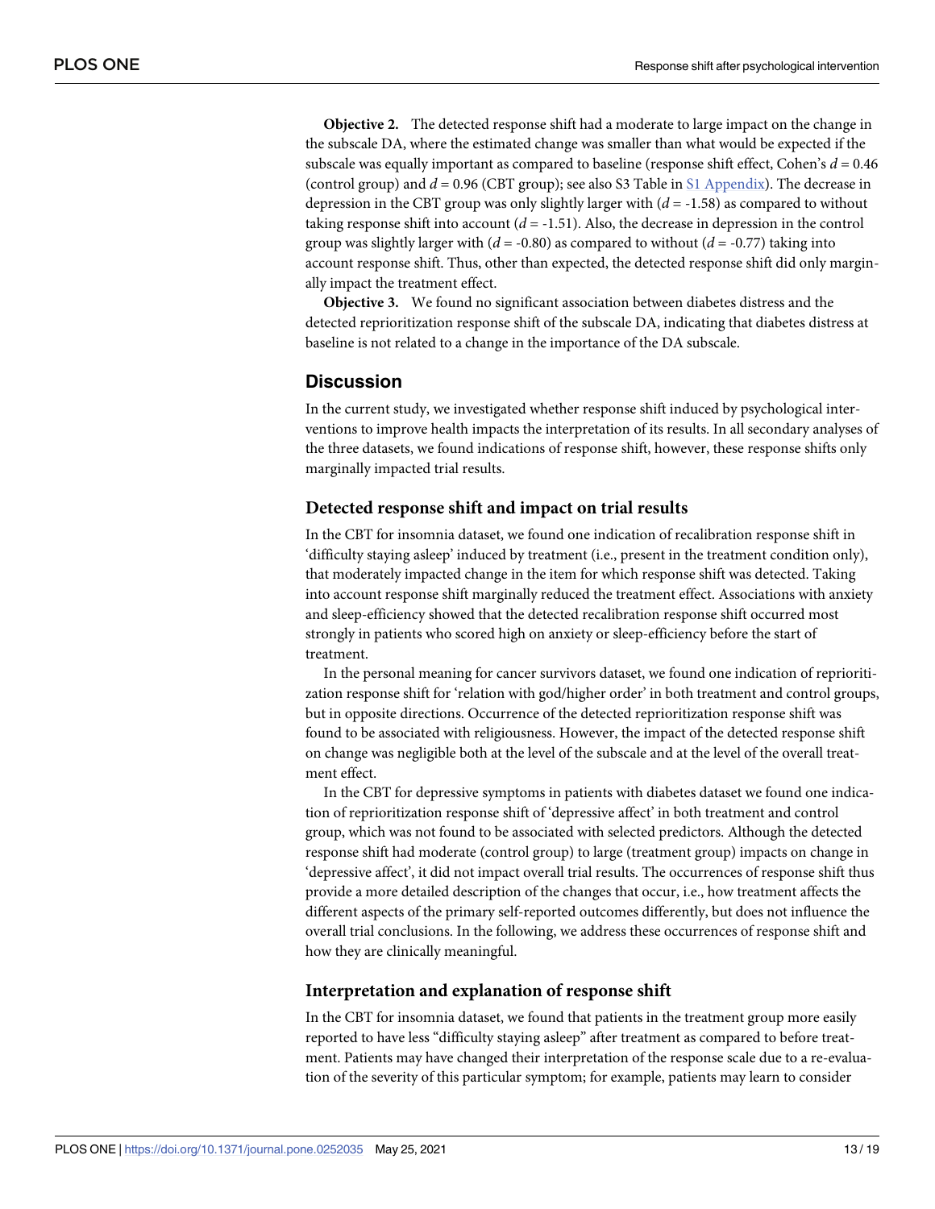**Objective 2.** The detected response shift had a moderate to large impact on the change in the subscale DA, where the estimated change was smaller than what would be expected if the subscale was equally important as compared to baseline (response shift effect, Cohen's $d = 0.46$ (control group) and $d = 0.96$ (CBT group); see also S3 Table in S1 Appendix). The decrease in depression in the CBT group was only slightly larger with ($d = -1.58$) as compared to without taking response shift into account ($d = -1.51$). Also, the decrease in depression in the control group was slightly larger with ($d = -0.80$) as compared to without ($d = -0.77$) taking into account response shift. Thus, other than expected, the detected response shift did only marginally impact the treatment effect.

**Objective 3.** We found no significant association between diabetes distress and the detected reprioritization response shift of the subscale DA, indicating that diabetes distress at baseline is not related to a change in the importance of the DA subscale.

## Discussion

In the current study, we investigated whether response shift induced by psychological interventions to improve health impacts the interpretation of its results. In all secondary analyses of the three datasets, we found indications of response shift, however, these response shifts only marginally impacted trial results.

### Detected response shift and impact on trial results

In the CBT for insomnia dataset, we found one indication of recalibration response shift in 'difficulty staying asleep' induced by treatment (i.e., present in the treatment condition only), that moderately impacted change in the item for which response shift was detected. Taking into account response shift marginally reduced the treatment effect. Associations with anxiety and sleep-efficiency showed that the detected recalibration response shift occurred most strongly in patients who scored high on anxiety or sleep-efficiency before the start of treatment.

In the personal meaning for cancer survivors dataset, we found one indication of reprioritization response shift for 'relation with god/higher order' in both treatment and control groups, but in opposite directions. Occurrence of the detected reprioritization response shift was found to be associated with religiousness. However, the impact of the detected response shift on change was negligible both at the level of the subscale and at the level of the overall treatment effect.

In the CBT for depressive symptoms in patients with diabetes dataset we found one indication of reprioritization response shift of 'depressive affect' in both treatment and control group, which was not found to be associated with selected predictors. Although the detected response shift had moderate (control group) to large (treatment group) impacts on change in 'depressive affect', it did not impact overall trial results. The occurrences of response shift thus provide a more detailed description of the changes that occur, i.e., how treatment affects the different aspects of the primary self-reported outcomes differently, but does not influence the overall trial conclusions. In the following, we address these occurrences of response shift and how they are clinically meaningful.

### Interpretation and explanation of response shift

In the CBT for insomnia dataset, we found that patients in the treatment group more easily reported to have less "difficulty staying asleep" after treatment as compared to before treatment. Patients may have changed their interpretation of the response scale due to a re-evaluation of the severity of this particular symptom; for example, patients may learn to consider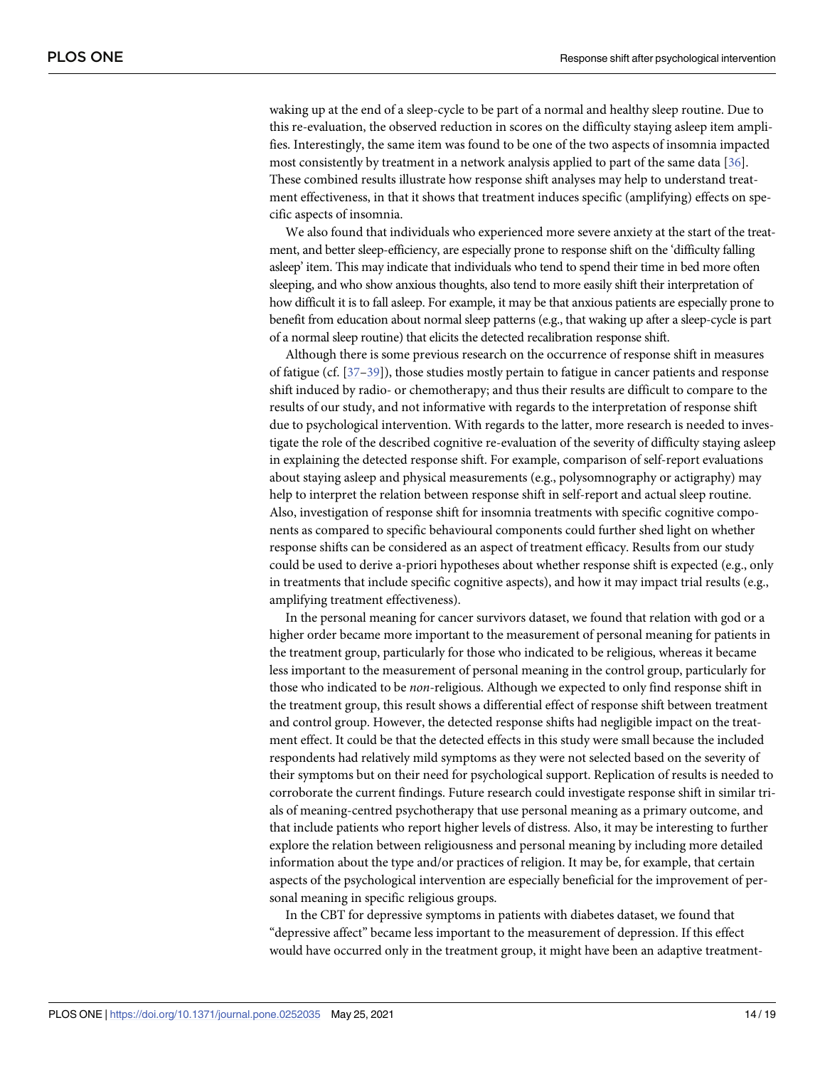waking up at the end of a sleep-cycle to be part of a normal and healthy sleep routine. Due to this re-evaluation, the observed reduction in scores on the difficulty staying asleep item amplifies. Interestingly, the same item was found to be one of the two aspects of insomnia impacted most consistently by treatment in a network analysis applied to part of the same data [36]. These combined results illustrate how response shift analyses may help to understand treatment effectiveness, in that it shows that treatment induces specific (amplifying) effects on specific aspects of insomnia.

We also found that individuals who experienced more severe anxiety at the start of the treatment, and better sleep-efficiency, are especially prone to response shift on the 'difficulty falling asleep' item. This may indicate that individuals who tend to spend their time in bed more often sleeping, and who show anxious thoughts, also tend to more easily shift their interpretation of how difficult it is to fall asleep. For example, it may be that anxious patients are especially prone to benefit from education about normal sleep patterns (e.g., that waking up after a sleep-cycle is part of a normal sleep routine) that elicits the detected recalibration response shift.

Although there is some previous research on the occurrence of response shift in measures of fatigue (cf. [37–39]), those studies mostly pertain to fatigue in cancer patients and response shift induced by radio- or chemotherapy; and thus their results are difficult to compare to the results of our study, and not informative with regards to the interpretation of response shift due to psychological intervention. With regards to the latter, more research is needed to investigate the role of the described cognitive re-evaluation of the severity of difficulty staying asleep in explaining the detected response shift. For example, comparison of self-report evaluations about staying asleep and physical measurements (e.g., polysomnography or actigraphy) may help to interpret the relation between response shift in self-report and actual sleep routine. Also, investigation of response shift for insomnia treatments with specific cognitive components as compared to specific behavioural components could further shed light on whether response shifts can be considered as an aspect of treatment efficacy. Results from our study could be used to derive a-priori hypotheses about whether response shift is expected (e.g., only in treatments that include specific cognitive aspects), and how it may impact trial results (e.g., amplifying treatment effectiveness).

In the personal meaning for cancer survivors dataset, we found that relation with god or a higher order became more important to the measurement of personal meaning for patients in the treatment group, particularly for those who indicated to be religious, whereas it became less important to the measurement of personal meaning in the control group, particularly for those who indicated to be *non*-religious. Although we expected to only find response shift in the treatment group, this result shows a differential effect of response shift between treatment and control group. However, the detected response shifts had negligible impact on the treatment effect. It could be that the detected effects in this study were small because the included respondents had relatively mild symptoms as they were not selected based on the severity of their symptoms but on their need for psychological support. Replication of results is needed to corroborate the current findings. Future research could investigate response shift in similar trials of meaning-centred psychotherapy that use personal meaning as a primary outcome, and that include patients who report higher levels of distress. Also, it may be interesting to further explore the relation between religiousness and personal meaning by including more detailed information about the type and/or practices of religion. It may be, for example, that certain aspects of the psychological intervention are especially beneficial for the improvement of personal meaning in specific religious groups.

In the CBT for depressive symptoms in patients with diabetes dataset, we found that "depressive affect" became less important to the measurement of depression. If this effect would have occurred only in the treatment group, it might have been an adaptive treatment-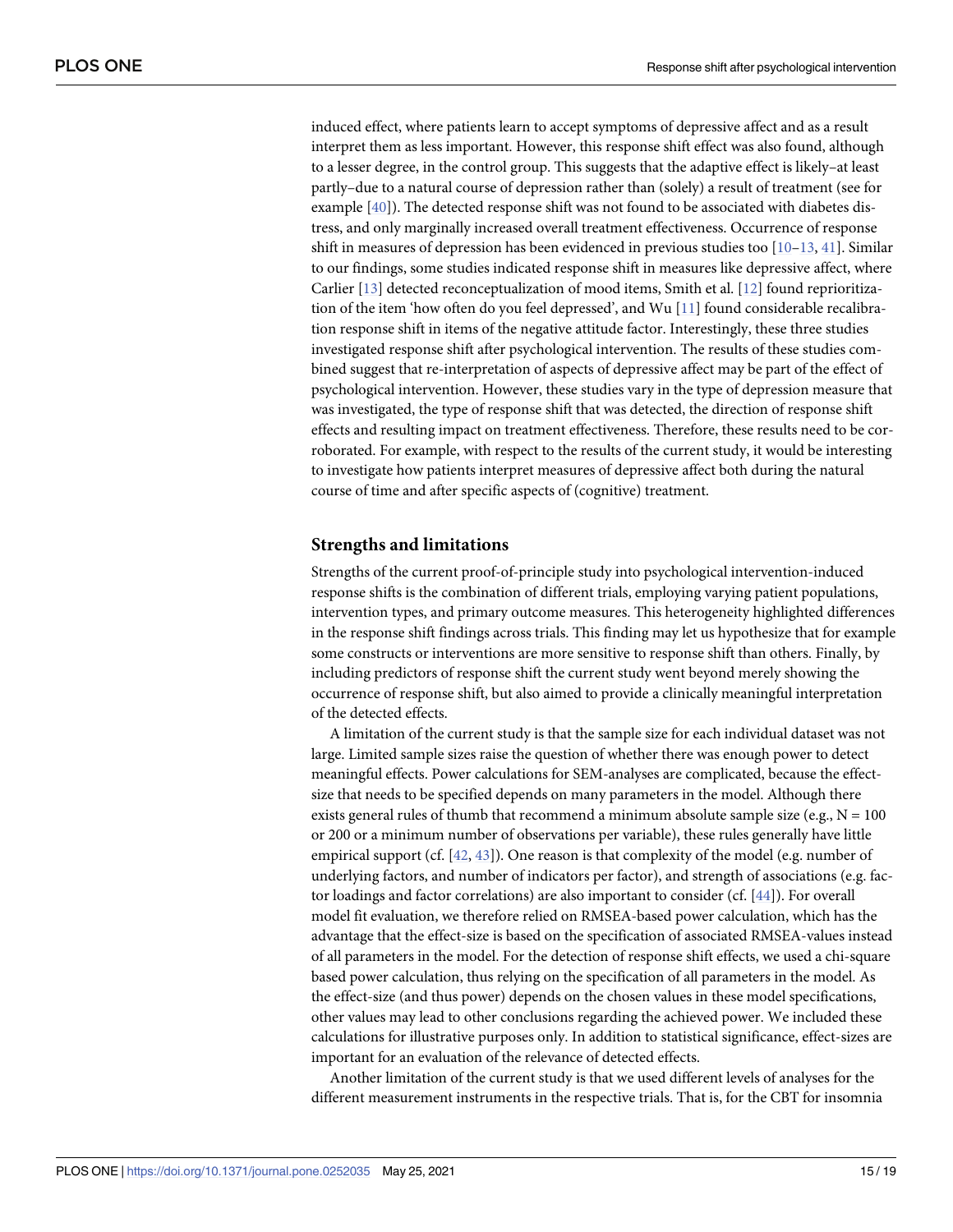induced effect, where patients learn to accept symptoms of depressive affect and as a result interpret them as less important. However, this response shift effect was also found, although to a lesser degree, in the control group. This suggests that the adaptive effect is likely–at least partly–due to a natural course of depression rather than (solely) a result of treatment (see for example [40]). The detected response shift was not found to be associated with diabetes distress, and only marginally increased overall treatment effectiveness. Occurrence of response shift in measures of depression has been evidenced in previous studies too [10–13, 41]. Similar to our findings, some studies indicated response shift in measures like depressive affect, where Carlier [13] detected reconceptualization of mood items, Smith et al. [12] found reprioritization of the item 'how often do you feel depressed', and Wu [11] found considerable recalibration response shift in items of the negative attitude factor. Interestingly, these three studies investigated response shift after psychological intervention. The results of these studies combined suggest that re-interpretation of aspects of depressive affect may be part of the effect of psychological intervention. However, these studies vary in the type of depression measure that was investigated, the type of response shift that was detected, the direction of response shift effects and resulting impact on treatment effectiveness. Therefore, these results need to be corroborated. For example, with respect to the results of the current study, it would be interesting to investigate how patients interpret measures of depressive affect both during the natural course of time and after specific aspects of (cognitive) treatment.

## Strengths and limitations

Strengths of the current proof-of-principle study into psychological intervention-induced response shifts is the combination of different trials, employing varying patient populations, intervention types, and primary outcome measures. This heterogeneity highlighted differences in the response shift findings across trials. This finding may let us hypothesize that for example some constructs or interventions are more sensitive to response shift than others. Finally, by including predictors of response shift the current study went beyond merely showing the occurrence of response shift, but also aimed to provide a clinically meaningful interpretation of the detected effects.

A limitation of the current study is that the sample size for each individual dataset was not large. Limited sample sizes raise the question of whether there was enough power to detect meaningful effects. Power calculations for SEM-analyses are complicated, because the effect-size that needs to be specified depends on many parameters in the model. Although there exists general rules of thumb that recommend a minimum absolute sample size (e.g., N = 100 or 200 or a minimum number of observations per variable), these rules generally have little empirical support (cf. [42, 43]). One reason is that complexity of the model (e.g. number of underlying factors, and number of indicators per factor), and strength of associations (e.g. factor loadings and factor correlations) are also important to consider (cf. [44]). For overall model fit evaluation, we therefore relied on RMSEA-based power calculation, which has the advantage that the effect-size is based on the specification of associated RMSEA-values instead of all parameters in the model. For the detection of response shift effects, we used a chi-square based power calculation, thus relying on the specification of all parameters in the model. As the effect-size (and thus power) depends on the chosen values in these model specifications, other values may lead to other conclusions regarding the achieved power. We included these calculations for illustrative purposes only. In addition to statistical significance, effect-sizes are important for an evaluation of the relevance of detected effects.

Another limitation of the current study is that we used different levels of analyses for the different measurement instruments in the respective trials. That is, for the CBT for insomnia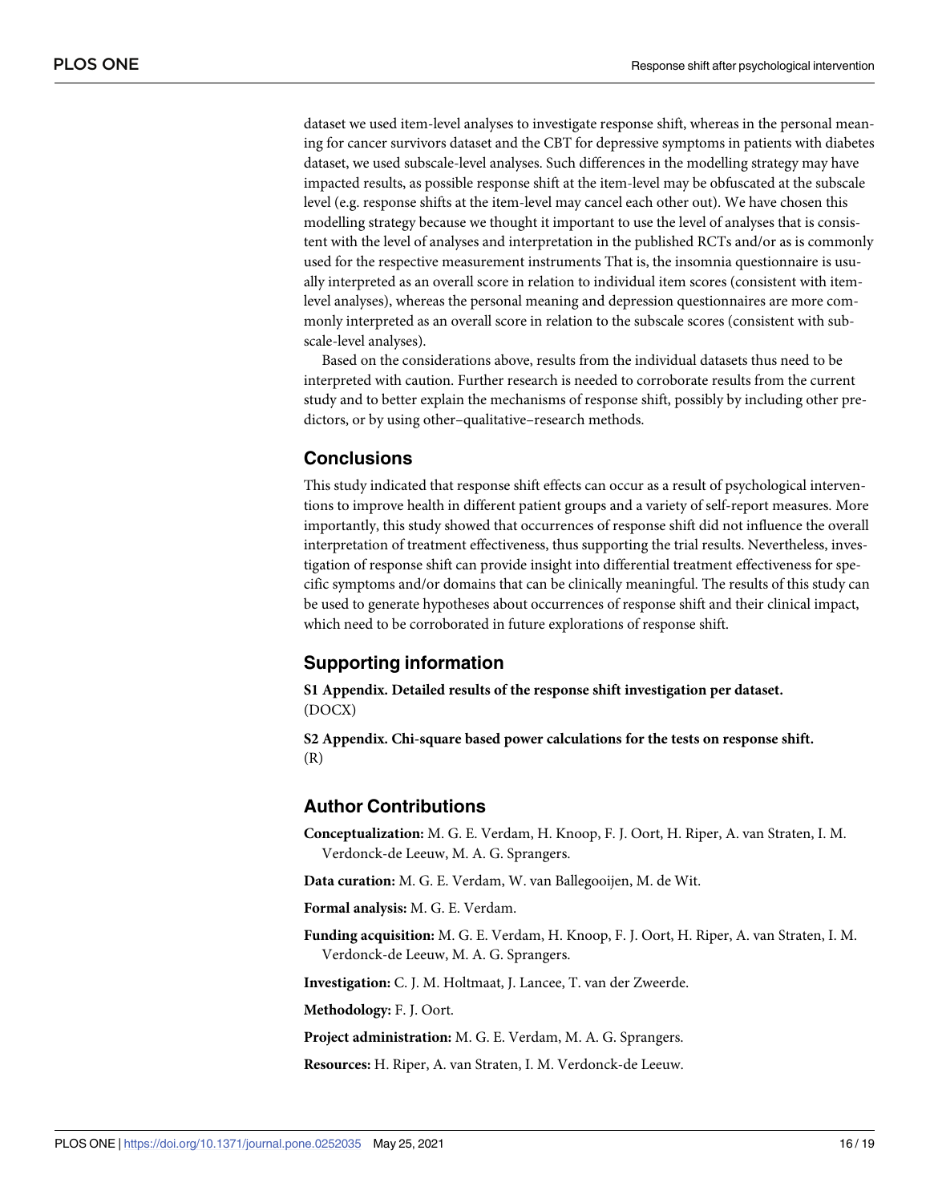dataset we used item-level analyses to investigate response shift, whereas in the personal meaning for cancer survivors dataset and the CBT for depressive symptoms in patients with diabetes dataset, we used subscale-level analyses. Such differences in the modelling strategy may have impacted results, as possible response shift at the item-level may be obfuscated at the subscale level (e.g. response shifts at the item-level may cancel each other out). We have chosen this modelling strategy because we thought it important to use the level of analyses that is consistent with the level of analyses and interpretation in the published RCTs and/or as is commonly used for the respective measurement instruments That is, the insomnia questionnaire is usually interpreted as an overall score in relation to individual item scores (consistent with item-level analyses), whereas the personal meaning and depression questionnaires are more commonly interpreted as an overall score in relation to the subscale scores (consistent with subscale-level analyses).

Based on the considerations above, results from the individual datasets thus need to be interpreted with caution. Further research is needed to corroborate results from the current study and to better explain the mechanisms of response shift, possibly by including other predictors, or by using other–qualitative–research methods.

## Conclusions

This study indicated that response shift effects can occur as a result of psychological interventions to improve health in different patient groups and a variety of self-report measures. More importantly, this study showed that occurrences of response shift did not influence the overall interpretation of treatment effectiveness, thus supporting the trial results. Nevertheless, investigation of response shift can provide insight into differential treatment effectiveness for specific symptoms and/or domains that can be clinically meaningful. The results of this study can be used to generate hypotheses about occurrences of response shift and their clinical impact, which need to be corroborated in future explorations of response shift.

## Supporting information

**S1 Appendix. Detailed results of the response shift investigation per dataset.** (DOCX)

**S2 Appendix. Chi-square based power calculations for the tests on response shift.** (R)

## Author Contributions

**Conceptualization:** M. G. E. Verdam, H. Knoop, F. J. Oort, H. Riper, A. van Straten, I. M. Verdonck-de Leeuw, M. A. G. Sprangers.

**Data curation:** M. G. E. Verdam, W. van Ballegooijen, M. de Wit.

**Formal analysis:** M. G. E. Verdam.

**Funding acquisition:** M. G. E. Verdam, H. Knoop, F. J. Oort, H. Riper, A. van Straten, I. M. Verdonck-de Leeuw, M. A. G. Sprangers.

**Investigation:** C. J. M. Holtmaat, J. Lancee, T. van der Zweerde.

**Methodology:** F. J. Oort.

**Project administration:** M. G. E. Verdam, M. A. G. Sprangers.

**Resources:** H. Riper, A. van Straten, I. M. Verdonck-de Leeuw.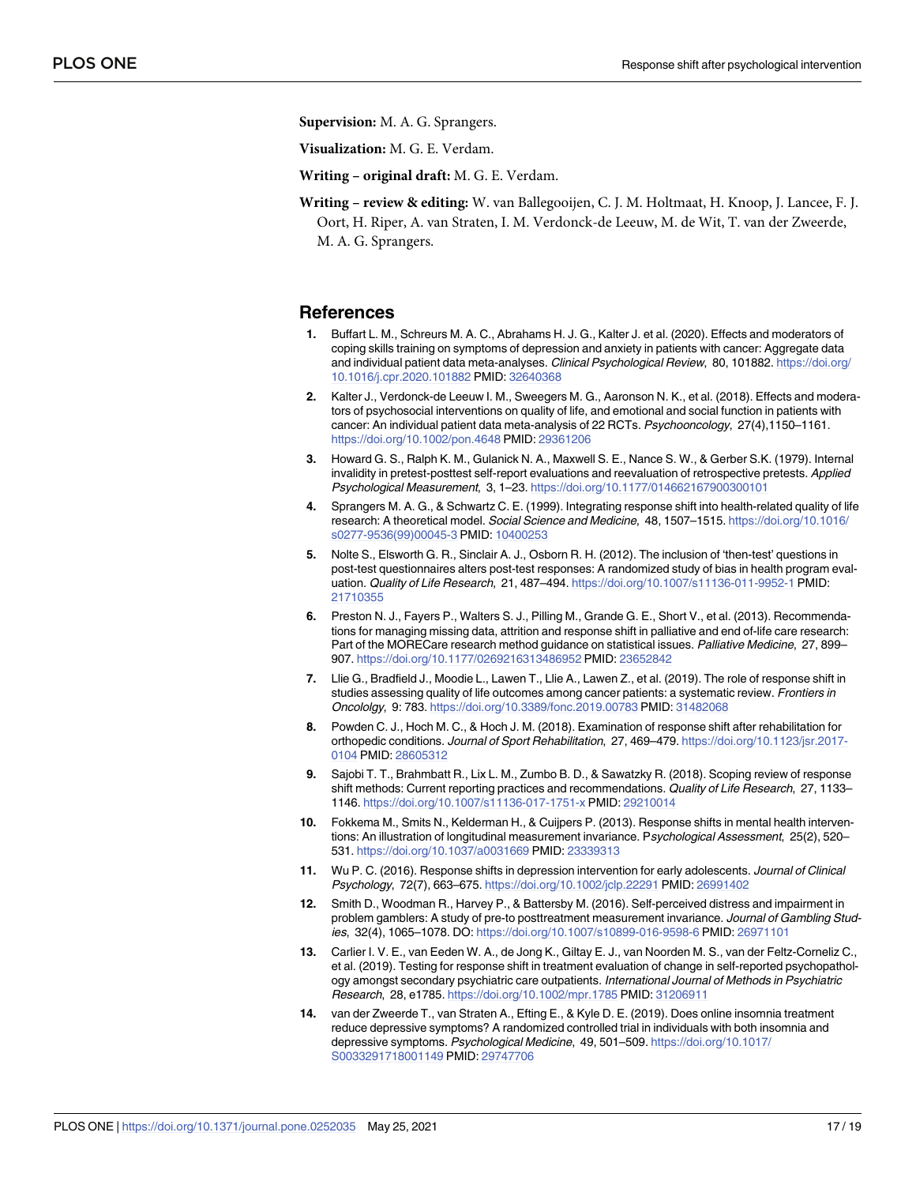**Supervision:** M. A. G. Sprangers.

**Visualization:** M. G. E. Verdam.

**Writing – original draft:** M. G. E. Verdam.

**Writing – review & editing:** W. van Ballegooijen, C. J. M. Holtmaat, H. Knoop, J. Lancee, F. J. Oort, H. Riper, A. van Straten, I. M. Verdonck-de Leeuw, M. de Wit, T. van der Zweerde, M. A. G. Sprangers.

## References

1. Buffart L. M., Schreurs M. A. C., Abrahams H. J. G., Kalter J. et al. (2020). Effects and moderators of coping skills training on symptoms of depression and anxiety in patients with cancer: Aggregate data and individual patient data meta-analyses. *Clinical Psychological Review*, 80, 101882. https://doi.org/10.1016/j.cpr.2020.101882 PMID: 32640368
2. Kalter J., Verdonck-de Leeuw I. M., Sweegers M. G., Aaronson N. K., et al. (2018). Effects and moderators of psychosocial interventions on quality of life, and emotional and social function in patients with cancer: An individual patient data meta-analysis of 22 RCTs. *Psychooncology*, 27(4),1150–1161. https://doi.org/10.1002/pon.4648 PMID: 29361206
3. Howard G. S., Ralph K. M., Gulanick N. A., Maxwell S. E., Nance S. W., & Gerber S.K. (1979). Internal invalidity in pretest-posttest self-report evaluations and reevaluation of retrospective pretests. *Applied Psychological Measurement*, 3, 1–23. https://doi.org/10.1177/014662167900300101
4. Sprangers M. A. G., & Schwartz C. E. (1999). Integrating response shift into health-related quality of life research: A theoretical model. *Social Science and Medicine*, 48, 1507–1515. https://doi.org/10.1016/s0277-9536(99)00045-3 PMID: 10400253
5. Nolte S., Elsworth G. R., Sinclair A. J., Osborn R. H. (2012). The inclusion of 'then-test' questions in post-test questionnaires alters post-test responses: A randomized study of bias in health program evaluation. *Quality of Life Research*, 21, 487–494. https://doi.org/10.1007/s11136-011-9952-1 PMID: 21710355
6. Preston N. J., Fayers P., Walters S. J., Pilling M., Grande G. E., Short V., et al. (2013). Recommendations for managing missing data, attrition and response shift in palliative and end of-life care research: Part of the MORECare research method guidance on statistical issues. *Palliative Medicine*, 27, 899–907. https://doi.org/10.1177/0269216313486952 PMID: 23652842
7. Llie G., Bradfield J., Moodie L., Lawen T., Llie A., Lawen Z., et al. (2019). The role of response shift in studies assessing quality of life outcomes among cancer patients: a systematic review. *Frontiers in Oncololgy*, 9: 783. https://doi.org/10.3389/fonc.2019.00783 PMID: 31482068
8. Powden C. J., Hoch M. C., & Hoch J. M. (2018). Examination of response shift after rehabilitation for orthopedic conditions. *Journal of Sport Rehabilitation*, 27, 469–479. https://doi.org/10.1123/jsr.2017-0104 PMID: 28605312
9. Sajobi T. T., Brahmbatt R., Lix L. M., Zumbo B. D., & Sawatzky R. (2018). Scoping review of response shift methods: Current reporting practices and recommendations. *Quality of Life Research*, 27, 1133–1146. https://doi.org/10.1007/s11136-017-1751-x PMID: 29210014
10. Fokkema M., Smits N., Kelderman H., & Cuijpers P. (2013). Response shifts in mental health interventions: An illustration of longitudinal measurement invariance. P*sychological Assessment*, 25(2), 520–531. https://doi.org/10.1037/a0031669 PMID: 23339313
11. Wu P. C. (2016). Response shifts in depression intervention for early adolescents. *Journal of Clinical Psychology*, 72(7), 663–675. https://doi.org/10.1002/jclp.22291 PMID: 26991402
12. Smith D., Woodman R., Harvey P., & Battersby M. (2016). Self-perceived distress and impairment in problem gamblers: A study of pre-to posttreatment measurement invariance. *Journal of Gambling Studies*, 32(4), 1065–1078. DO: https://doi.org/10.1007/s10899-016-9598-6 PMID: 26971101
13. Carlier I. V. E., van Eeden W. A., de Jong K., Giltay E. J., van Noorden M. S., van der Feltz-Corneliz C., et al. (2019). Testing for response shift in treatment evaluation of change in self-reported psychopathology amongst secondary psychiatric care outpatients. *International Journal of Methods in Psychiatric Research*, 28, e1785. https://doi.org/10.1002/mpr.1785 PMID: 31206911
14. van der Zweerde T., van Straten A., Efting E., & Kyle D. E. (2019). Does online insomnia treatment reduce depressive symptoms? A randomized controlled trial in individuals with both insomnia and depressive symptoms. *Psychological Medicine*, 49, 501–509. https://doi.org/10.1017/S0033291718001149 PMID: 29747706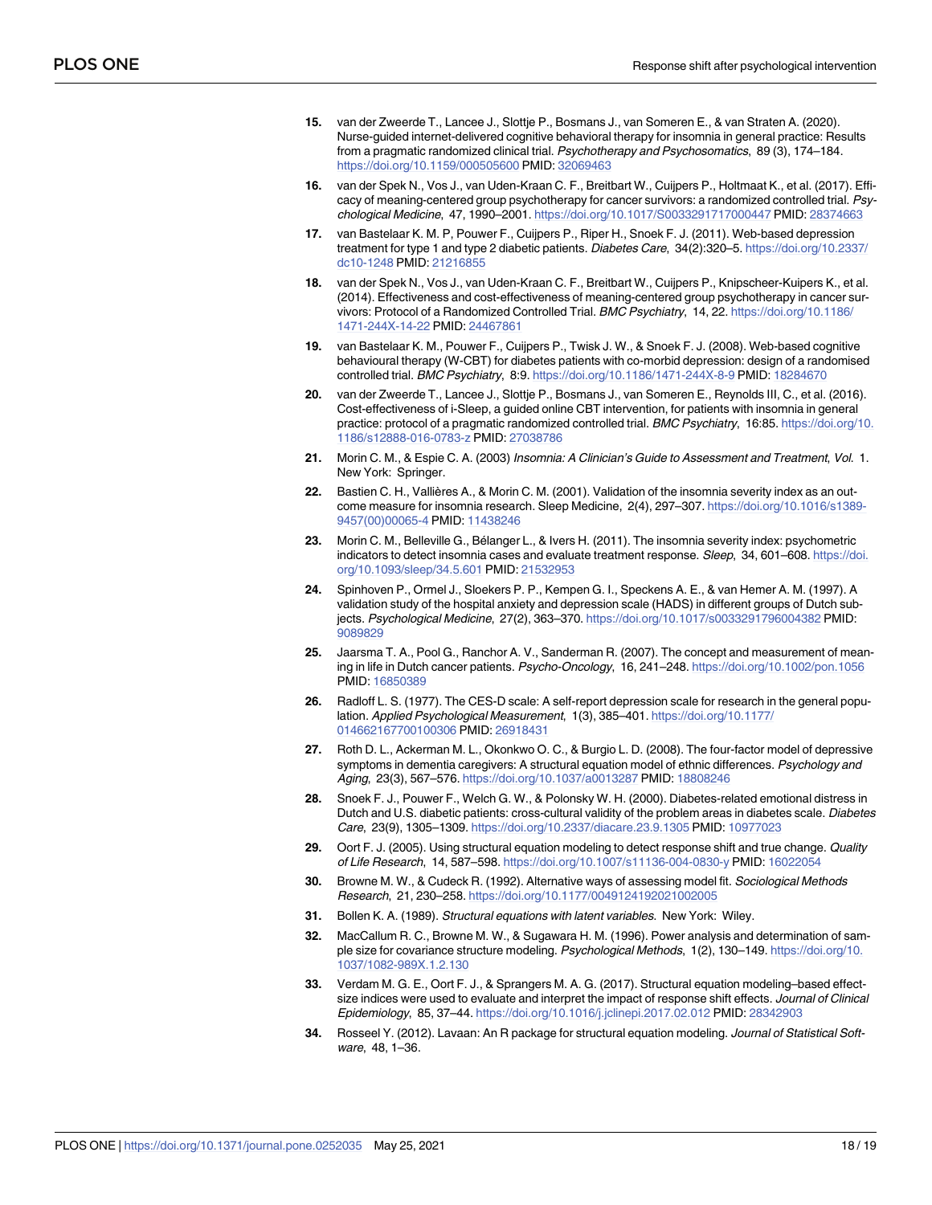15. van der Zweerde T., Lancee J., Slottje P., Bosmans J., van Someren E., & van Straten A. (2020). Nurse-guided internet-delivered cognitive behavioral therapy for insomnia in general practice: Results from a pragmatic randomized clinical trial. *Psychotherapy and Psychosomatics*, 89 (3), 174–184. https://doi.org/10.1159/000505600 PMID: 32069463

16. van der Spek N., Vos J., van Uden-Kraan C. F., Breitbart W., Cuijpers P., Holtmaat K., et al. (2017). Efficacy of meaning-centered group psychotherapy for cancer survivors: a randomized controlled trial. *Psychological Medicine*, 47, 1990–2001. https://doi.org/10.1017/S0033291717000447 PMID: 28374663

17. van Bastelaar K. M. P, Pouwer F., Cuijpers P., Riper H., Snoek F. J. (2011). Web-based depression treatment for type 1 and type 2 diabetic patients. *Diabetes Care*, 34(2):320–5. https://doi.org/10.2337/dc10-1248 PMID: 21216855

18. van der Spek N., Vos J., van Uden-Kraan C. F., Breitbart W., Cuijpers P., Knipscheer-Kuipers K., et al. (2014). Effectiveness and cost-effectiveness of meaning-centered group psychotherapy in cancer survivors: Protocol of a Randomized Controlled Trial. *BMC Psychiatry*, 14, 22. https://doi.org/10.1186/1471-244X-14-22 PMID: 24467861

19. van Bastelaar K. M., Pouwer F., Cuijpers P., Twisk J. W., & Snoek F. J. (2008). Web-based cognitive behavioural therapy (W-CBT) for diabetes patients with co-morbid depression: design of a randomised controlled trial. *BMC Psychiatry*, 8:9. https://doi.org/10.1186/1471-244X-8-9 PMID: 18284670

20. van der Zweerde T., Lancee J., Slottje P., Bosmans J., van Someren E., Reynolds III, C., et al. (2016). Cost-effectiveness of i-Sleep, a guided online CBT intervention, for patients with insomnia in general practice: protocol of a pragmatic randomized controlled trial. *BMC Psychiatry*, 16:85. https://doi.org/10.1186/s12888-016-0783-z PMID: 27038786

21. Morin C. M., & Espie C. A. (2003) *Insomnia: A Clinician's Guide to Assessment and Treatment*, *Vol.* 1. New York: Springer.

22. Bastien C. H., Vallières A., & Morin C. M. (2001). Validation of the insomnia severity index as an outcome measure for insomnia research. Sleep Medicine, 2(4), 297–307. https://doi.org/10.1016/s1389-9457(00)00065-4 PMID: 11438246

23. Morin C. M., Belleville G., Bélanger L., & Ivers H. (2011). The insomnia severity index: psychometric indicators to detect insomnia cases and evaluate treatment response. *Sleep*, 34, 601–608. https://doi.org/10.1093/sleep/34.5.601 PMID: 21532953

24. Spinhoven P., Ormel J., Sloekers P. P., Kempen G. I., Speckens A. E., & van Hemer A. M. (1997). A validation study of the hospital anxiety and depression scale (HADS) in different groups of Dutch subjects. *Psychological Medicine*, 27(2), 363–370. https://doi.org/10.1017/s0033291796004382 PMID: 9089829

25. Jaarsma T. A., Pool G., Ranchor A. V., Sanderman R. (2007). The concept and measurement of meaning in life in Dutch cancer patients. *Psycho-Oncology*, 16, 241–248. https://doi.org/10.1002/pon.1056 PMID: 16850389

26. Radloff L. S. (1977). The CES-D scale: A self-report depression scale for research in the general population. *Applied Psychological Measurement*, 1(3), 385–401. https://doi.org/10.1177/014662167700100306 PMID: 26918431

27. Roth D. L., Ackerman M. L., Okonkwo O. C., & Burgio L. D. (2008). The four-factor model of depressive symptoms in dementia caregivers: A structural equation model of ethnic differences. *Psychology and Aging*, 23(3), 567–576. https://doi.org/10.1037/a0013287 PMID: 18808246

28. Snoek F. J., Pouwer F., Welch G. W., & Polonsky W. H. (2000). Diabetes-related emotional distress in Dutch and U.S. diabetic patients: cross-cultural validity of the problem areas in diabetes scale. *Diabetes Care*, 23(9), 1305–1309. https://doi.org/10.2337/diacare.23.9.1305 PMID: 10977023

29. Oort F. J. (2005). Using structural equation modeling to detect response shift and true change. *Quality of Life Research*, 14, 587–598. https://doi.org/10.1007/s11136-004-0830-y PMID: 16022054

30. Browne M. W., & Cudeck R. (1992). Alternative ways of assessing model fit. *Sociological Methods Research*, 21, 230–258. https://doi.org/10.1177/0049124192021002005

31. Bollen K. A. (1989). *Structural equations with latent variables*. New York: Wiley.

32. MacCallum R. C., Browne M. W., & Sugawara H. M. (1996). Power analysis and determination of sample size for covariance structure modeling. *Psychological Methods*, 1(2), 130–149. https://doi.org/10.1037/1082-989X.1.2.130

33. Verdam M. G. E., Oort F. J., & Sprangers M. A. G. (2017). Structural equation modeling–based effect-size indices were used to evaluate and interpret the impact of response shift effects. *Journal of Clinical Epidemiology*, 85, 37–44. https://doi.org/10.1016/j.jclinepi.2017.02.012 PMID: 28342903

34. Rosseel Y. (2012). Lavaan: An R package for structural equation modeling. *Journal of Statistical Software*, 48, 1–36.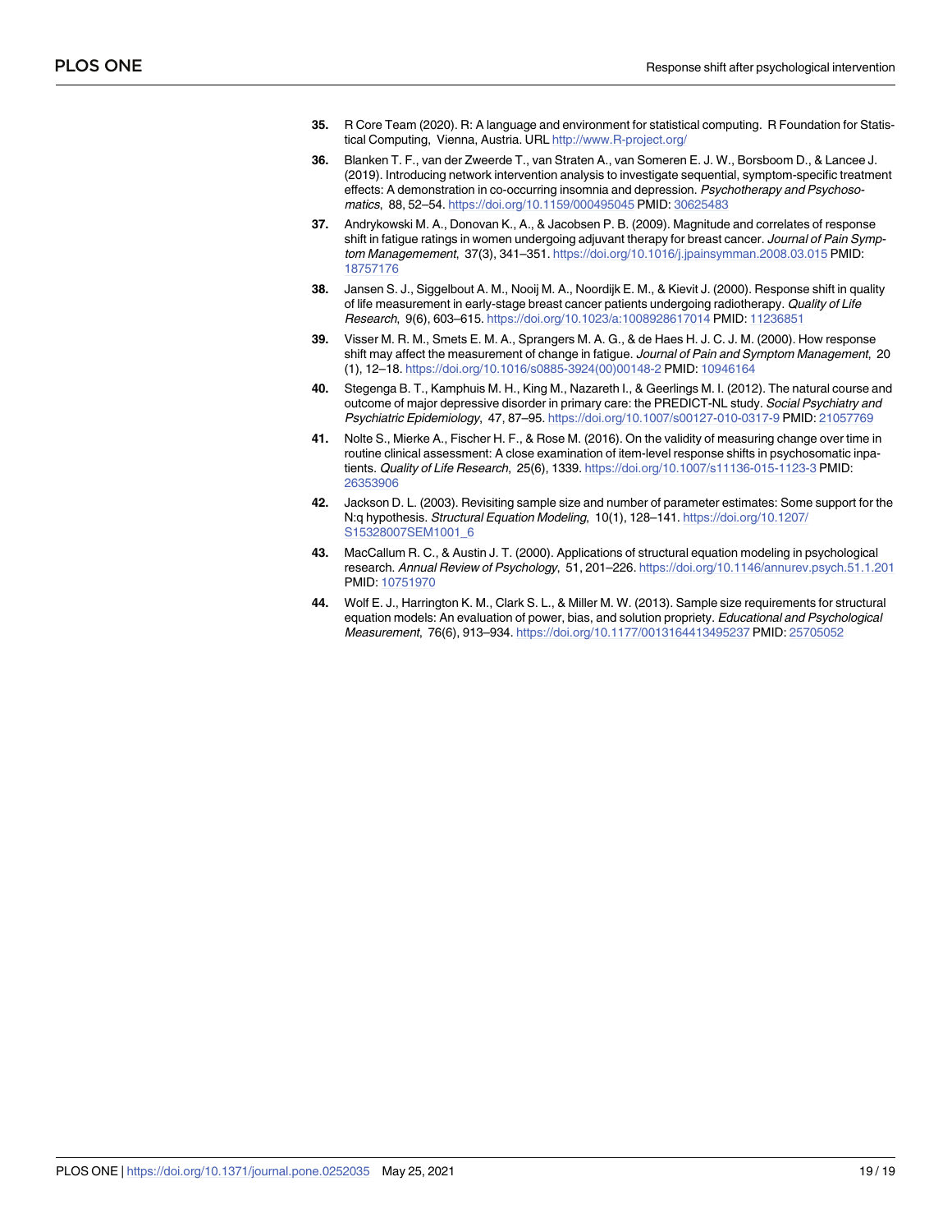35. R Core Team (2020). R: A language and environment for statistical computing. R Foundation for Statistical Computing, Vienna, Austria. URL http://www.R-project.org/
36. Blanken T. F., van der Zweerde T., van Straten A., van Someren E. J. W., Borsboom D., & Lancee J. (2019). Introducing network intervention analysis to investigate sequential, symptom-specific treatment effects: A demonstration in co-occurring insomnia and depression. *Psychotherapy and Psychosomatics*, 88, 52–54. https://doi.org/10.1159/000495045 PMID: 30625483
37. Andrykowski M. A., Donovan K., A., & Jacobsen P. B. (2009). Magnitude and correlates of response shift in fatigue ratings in women undergoing adjuvant therapy for breast cancer. *Journal of Pain Symptom Managemement*, 37(3), 341–351. https://doi.org/10.1016/j.jpainsymman.2008.03.015 PMID: 18757176
38. Jansen S. J., Siggelbout A. M., Nooij M. A., Noordijk E. M., & Kievit J. (2000). Response shift in quality of life measurement in early-stage breast cancer patients undergoing radiotherapy. *Quality of Life Research*, 9(6), 603–615. https://doi.org/10.1023/a:1008928617014 PMID: 11236851
39. Visser M. R. M., Smets E. M. A., Sprangers M. A. G., & de Haes H. J. C. J. M. (2000). How response shift may affect the measurement of change in fatigue. *Journal of Pain and Symptom Management*, 20 (1), 12–18. https://doi.org/10.1016/s0885-3924(00)00148-2 PMID: 10946164
40. Stegenga B. T., Kamphuis M. H., King M., Nazareth I., & Geerlings M. I. (2012). The natural course and outcome of major depressive disorder in primary care: the PREDICT-NL study. *Social Psychiatry and Psychiatric Epidemiology*, 47, 87–95. https://doi.org/10.1007/s00127-010-0317-9 PMID: 21057769
41. Nolte S., Mierke A., Fischer H. F., & Rose M. (2016). On the validity of measuring change over time in routine clinical assessment: A close examination of item-level response shifts in psychosomatic inpatients. *Quality of Life Research*, 25(6), 1339. https://doi.org/10.1007/s11136-015-1123-3 PMID: 26353906
42. Jackson D. L. (2003). Revisiting sample size and number of parameter estimates: Some support for the N:q hypothesis. *Structural Equation Modeling*, 10(1), 128–141. https://doi.org/10.1207/S15328007SEM1001_6
43. MacCallum R. C., & Austin J. T. (2000). Applications of structural equation modeling in psychological research. *Annual Review of Psychology*, 51, 201–226. https://doi.org/10.1146/annurev.psych.51.1.201 PMID: 10751970
44. Wolf E. J., Harrington K. M., Clark S. L., & Miller M. W. (2013). Sample size requirements for structural equation models: An evaluation of power, bias, and solution propriety. *Educational and Psychological Measurement*, 76(6), 913–934. https://doi.org/10.1177/0013164413495237 PMID: 25705052